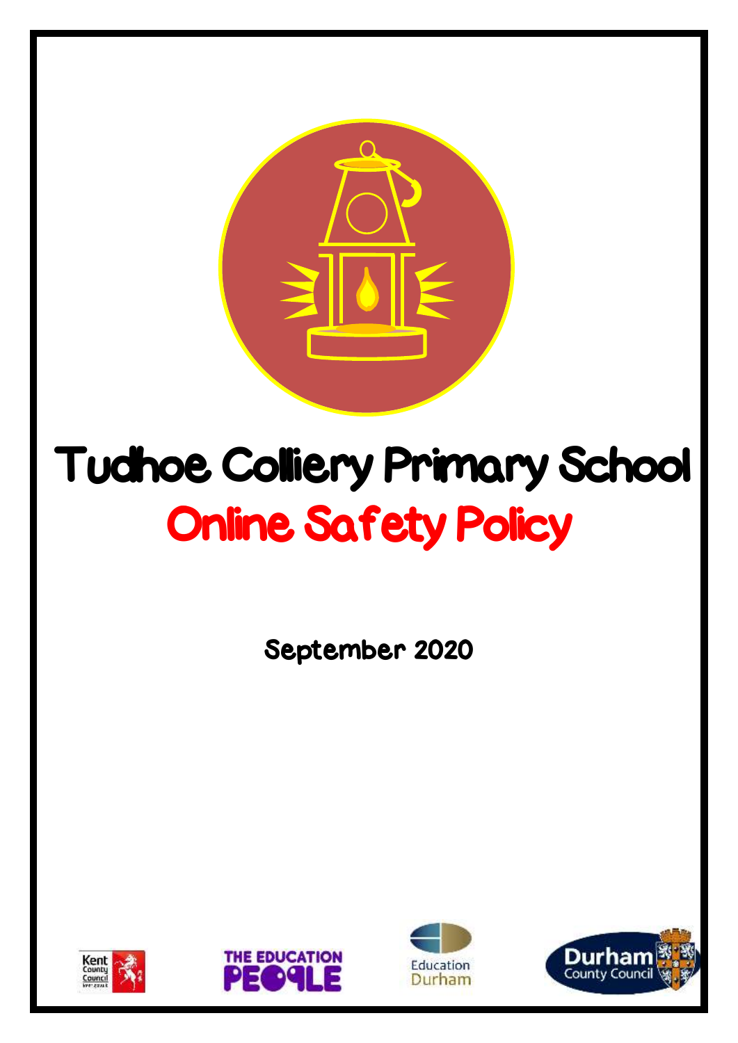# Tudhoe Colliery Primary School

## Online Safety Policy

September 2020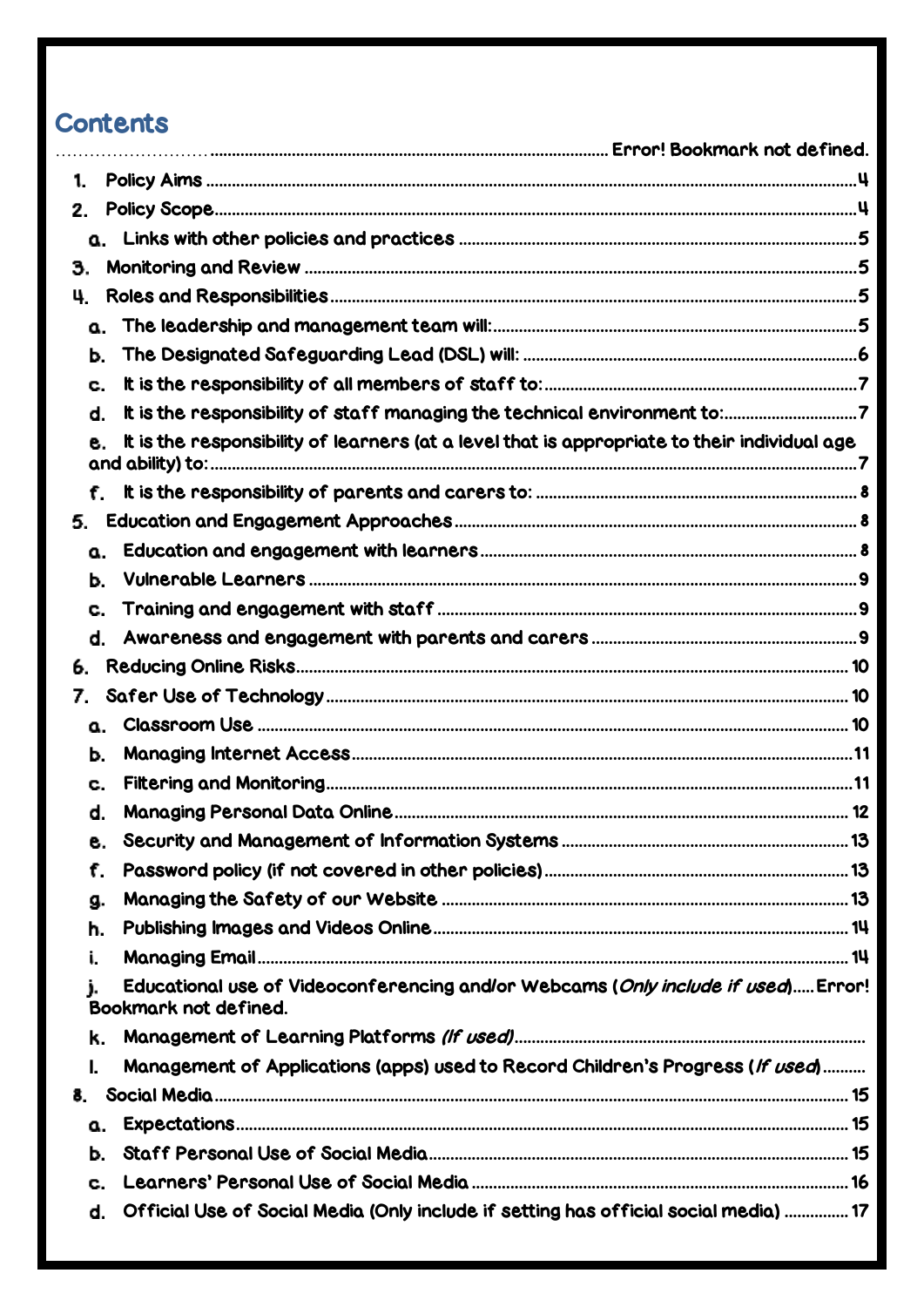# Contents

........................................................................................................ Error! Bookmark not defined.

1. Policy Aims ........................................................................................................ 4
2. Policy Scope ........................................................................................................ 4
    a. Links with other policies and practices ........................................................ 5
3. Monitoring and Review ........................................................................................ 5
4. Roles and Responsibilities ................................................................................... 5
    a. The leadership and management team will: .................................................. 5
    b. The Designated Safeguarding Lead (DSL) will: ............................................... 6
    c. It is the responsibility of all members of staff to: ............................................ 7
    d. It is the responsibility of staff managing the technical environment to: ............ 7
    e. It is the responsibility of learners (at a level that is appropriate to their individual age and ability) to: ............................................................................................. 7
    f. It is the responsibility of parents and carers to: ............................................... 8
5. Education and Engagement Approaches .............................................................. 8
    a. Education and engagement with learners ...................................................... 8
    b. Vulnerable Learners ..................................................................................... 9
    c. Training and engagement with staff ............................................................... 9
    d. Awareness and engagement with parents and carers ..................................... 9
6. Reducing Online Risks ........................................................................................ 10
7. Safer Use of Technology ..................................................................................... 10
    a. Classroom Use ............................................................................................ 10
    b. Managing Internet Access ............................................................................ 11
    c. Filtering and Monitoring ............................................................................... 11
    d. Managing Personal Data Online ................................................................... 12
    e. Security and Management of Information Systems ......................................... 13
    f. Password policy (if not covered in other policies) .......................................... 13
    g. Managing the Safety of our Website ............................................................. 13
    h. Publishing Images and Videos Online ........................................................... 14
    i. Managing Email ........................................................................................... 14
    j. Educational use of Videoconferencing and/or Webcams (*Only include if used*) ..... Error! Bookmark not defined.
    k. Management of Learning Platforms *(If used)* ..................................................
    l. Management of Applications (apps) used to Record Children's Progress (*If used*) ..........
8. Social Media ....................................................................................................... 15
    a. Expectations ............................................................................................... 15
    b. Staff Personal Use of Social Media ............................................................... 15
    c. Learners' Personal Use of Social Media ........................................................ 16
    d. Official Use of Social Media (Only include if setting has official social media) ............... 17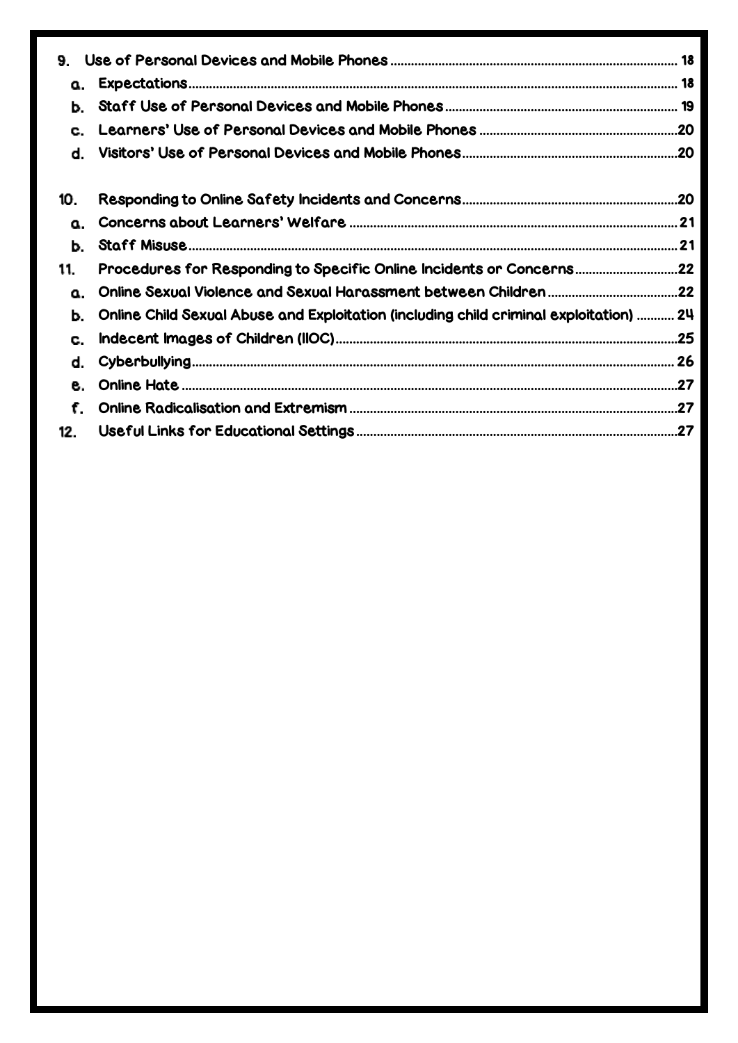9. Use of Personal Devices and Mobile Phones ..... 18
   a. Expectations ..... 18
   b. Staff Use of Personal Devices and Mobile Phones ..... 19
   c. Learners' Use of Personal Devices and Mobile Phones ..... 20
   d. Visitors' Use of Personal Devices and Mobile Phones ..... 20

10. Responding to Online Safety Incidents and Concerns ..... 20
   a. Concerns about Learners' Welfare ..... 21
   b. Staff Misuse ..... 21

11. Procedures for Responding to Specific Online Incidents or Concerns ..... 22
   a. Online Sexual Violence and Sexual Harassment between Children ..... 22
   b. Online Child Sexual Abuse and Exploitation (including child criminal exploitation) ..... 24
   c. Indecent Images of Children (IIOC) ..... 25
   d. Cyberbullying ..... 26
   e. Online Hate ..... 27
   f. Online Radicalisation and Extremism ..... 27

12. Useful Links for Educational Settings ..... 27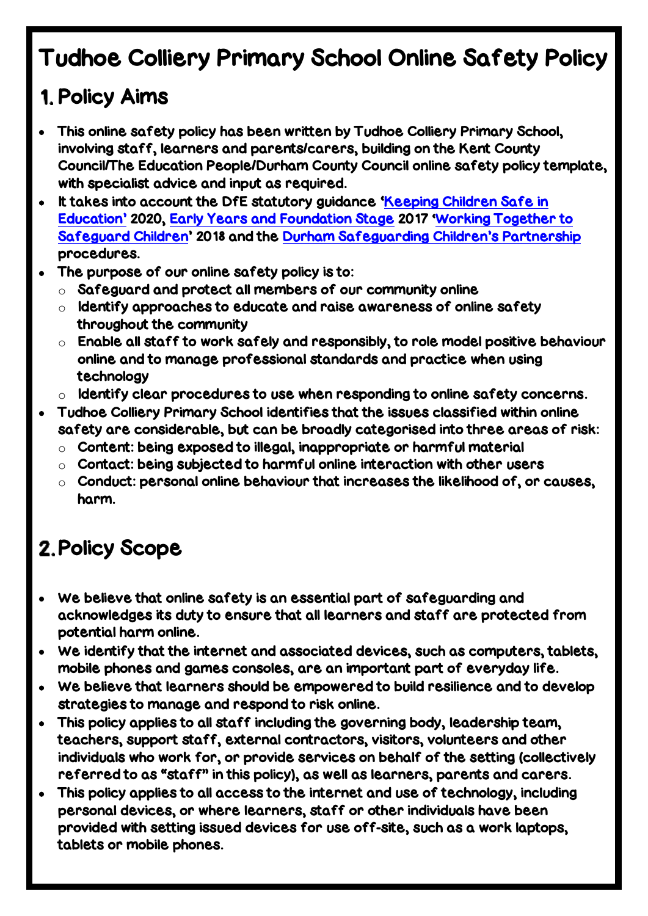# Tudhoe Colliery Primary School Online Safety Policy

## 1. Policy Aims

- This online safety policy has been written by Tudhoe Colliery Primary School, involving staff, learners and parents/carers, building on the Kent County Council/The Education People/Durham County Council online safety policy template, with specialist advice and input as required.
- It takes into account the DfE statutory guidance '[Keeping Children Safe in Education'](#) 2020, [Early Years and Foundation Stage](#) 2017 '[Working Together to Safeguard Children](#)' 2018 and the [Durham Safeguarding Children's Partnership](#) procedures.
- The purpose of our online safety policy is to:
  - Safeguard and protect all members of our community online
  - Identify approaches to educate and raise awareness of online safety throughout the community
  - Enable all staff to work safely and responsibly, to role model positive behaviour online and to manage professional standards and practice when using technology
  - Identify clear procedures to use when responding to online safety concerns.
- Tudhoe Colliery Primary School identifies that the issues classified within online safety are considerable, but can be broadly categorised into three areas of risk:
  - Content: being exposed to illegal, inappropriate or harmful material
  - Contact: being subjected to harmful online interaction with other users
  - Conduct: personal online behaviour that increases the likelihood of, or causes, harm.

## 2. Policy Scope

- We believe that online safety is an essential part of safeguarding and acknowledges its duty to ensure that all learners and staff are protected from potential harm online.
- We identify that the internet and associated devices, such as computers, tablets, mobile phones and games consoles, are an important part of everyday life.
- We believe that learners should be empowered to build resilience and to develop strategies to manage and respond to risk online.
- This policy applies to all staff including the governing body, leadership team, teachers, support staff, external contractors, visitors, volunteers and other individuals who work for, or provide services on behalf of the setting (collectively referred to as "staff" in this policy), as well as learners, parents and carers.
- This policy applies to all access to the internet and use of technology, including personal devices, or where learners, staff or other individuals have been provided with setting issued devices for use off-site, such as a work laptops, tablets or mobile phones.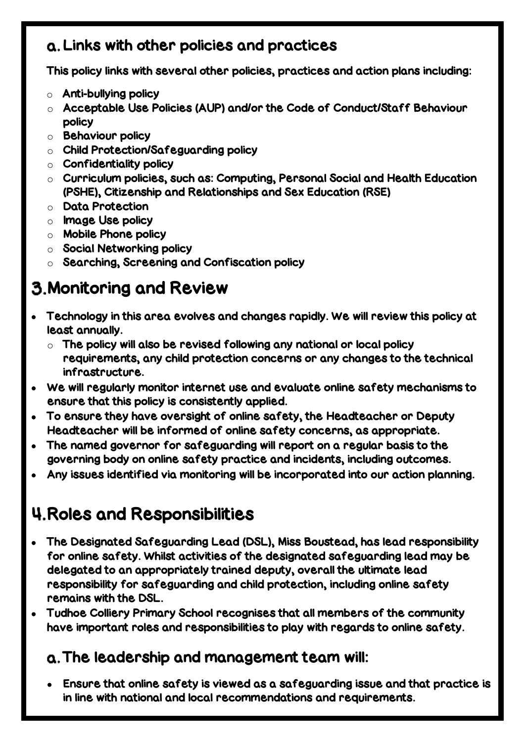### a. Links with other policies and practices

This policy links with several other policies, practices and action plans including:

- Anti-bullying policy
- Acceptable Use Policies (AUP) and/or the Code of Conduct/Staff Behaviour policy
- Behaviour policy
- Child Protection/Safeguarding policy
- Confidentiality policy
- Curriculum policies, such as: Computing, Personal Social and Health Education (PSHE), Citizenship and Relationships and Sex Education (RSE)
- Data Protection
- Image Use policy
- Mobile Phone policy
- Social Networking policy
- Searching, Screening and Confiscation policy

## 3. Monitoring and Review

- Technology in this area evolves and changes rapidly. We will review this policy at least annually.
  - The policy will also be revised following any national or local policy requirements, any child protection concerns or any changes to the technical infrastructure.
- We will regularly monitor internet use and evaluate online safety mechanisms to ensure that this policy is consistently applied.
- To ensure they have oversight of online safety, the Headteacher or Deputy Headteacher will be informed of online safety concerns, as appropriate.
- The named governor for safeguarding will report on a regular basis to the governing body on online safety practice and incidents, including outcomes.
- Any issues identified via monitoring will be incorporated into our action planning.

## 4. Roles and Responsibilities

- The Designated Safeguarding Lead (DSL), Miss Boustead, has lead responsibility for online safety. Whilst activities of the designated safeguarding lead may be delegated to an appropriately trained deputy, overall the ultimate lead responsibility for safeguarding and child protection, including online safety remains with the DSL.
- Tudhoe Colliery Primary School recognises that all members of the community have important roles and responsibilities to play with regards to online safety.

### a. The leadership and management team will:

- Ensure that online safety is viewed as a safeguarding issue and that practice is in line with national and local recommendations and requirements.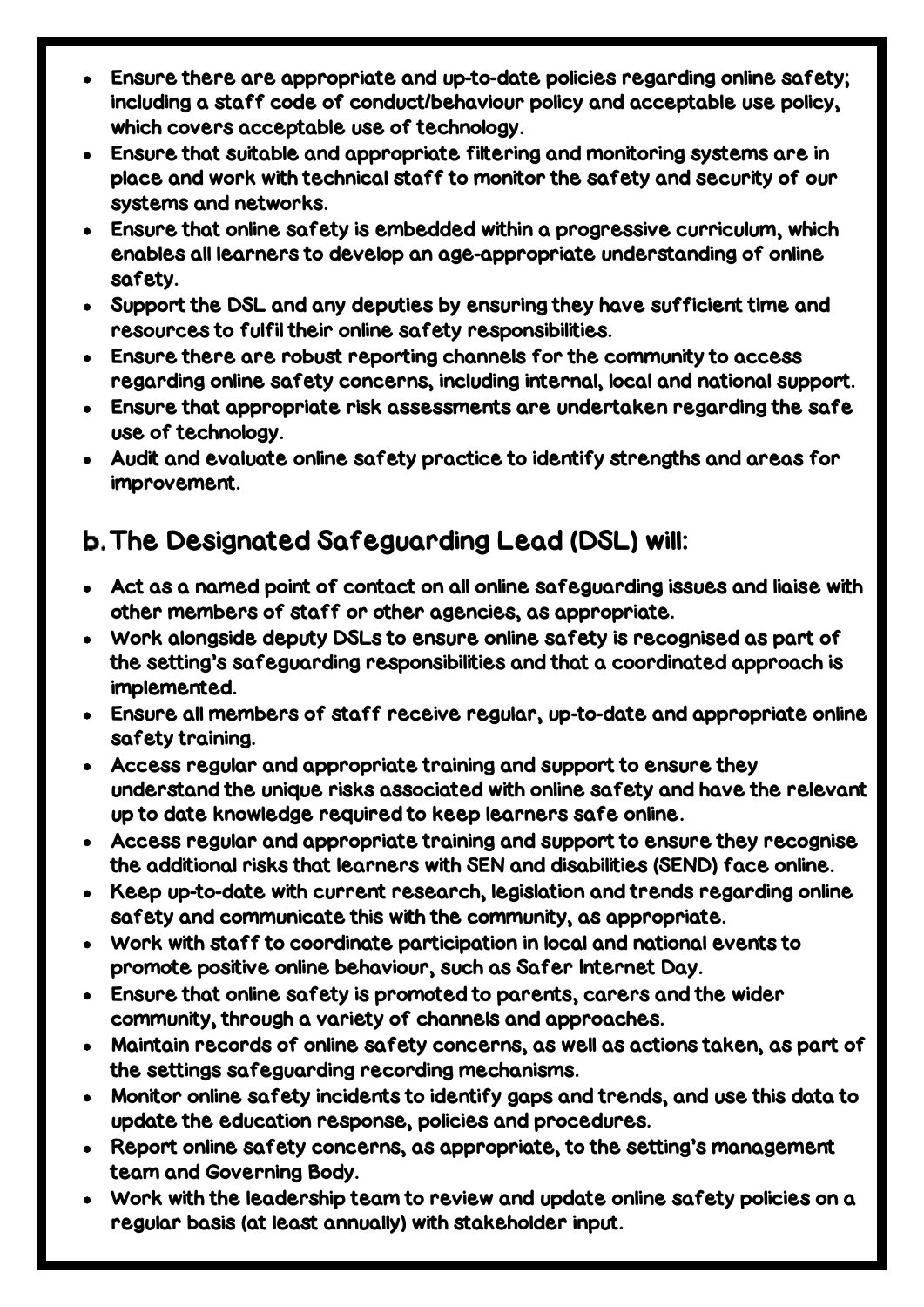- Ensure there are appropriate and up-to-date policies regarding online safety; including a staff code of conduct/behaviour policy and acceptable use policy, which covers acceptable use of technology.
- Ensure that suitable and appropriate filtering and monitoring systems are in place and work with technical staff to monitor the safety and security of our systems and networks.
- Ensure that online safety is embedded within a progressive curriculum, which enables all learners to develop an age-appropriate understanding of online safety.
- Support the DSL and any deputies by ensuring they have sufficient time and resources to fulfil their online safety responsibilities.
- Ensure there are robust reporting channels for the community to access regarding online safety concerns, including internal, local and national support.
- Ensure that appropriate risk assessments are undertaken regarding the safe use of technology.
- Audit and evaluate online safety practice to identify strengths and areas for improvement.

## b. The Designated Safeguarding Lead (DSL) will:

- Act as a named point of contact on all online safeguarding issues and liaise with other members of staff or other agencies, as appropriate.
- Work alongside deputy DSLs to ensure online safety is recognised as part of the setting's safeguarding responsibilities and that a coordinated approach is implemented.
- Ensure all members of staff receive regular, up-to-date and appropriate online safety training.
- Access regular and appropriate training and support to ensure they understand the unique risks associated with online safety and have the relevant up to date knowledge required to keep learners safe online.
- Access regular and appropriate training and support to ensure they recognise the additional risks that learners with SEN and disabilities (SEND) face online.
- Keep up-to-date with current research, legislation and trends regarding online safety and communicate this with the community, as appropriate.
- Work with staff to coordinate participation in local and national events to promote positive online behaviour, such as Safer Internet Day.
- Ensure that online safety is promoted to parents, carers and the wider community, through a variety of channels and approaches.
- Maintain records of online safety concerns, as well as actions taken, as part of the settings safeguarding recording mechanisms.
- Monitor online safety incidents to identify gaps and trends, and use this data to update the education response, policies and procedures.
- Report online safety concerns, as appropriate, to the setting's management team and Governing Body.
- Work with the leadership team to review and update online safety policies on a regular basis (at least annually) with stakeholder input.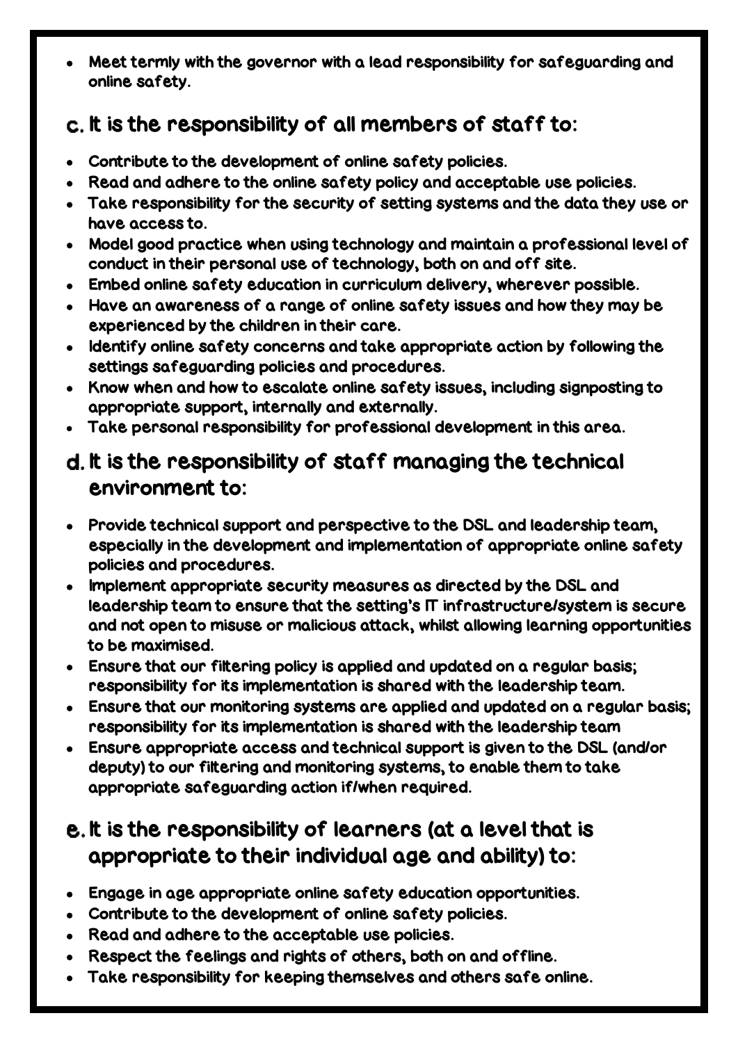- Meet termly with the governor with a lead responsibility for safeguarding and online safety.

## c. It is the responsibility of all members of staff to:

- Contribute to the development of online safety policies.
- Read and adhere to the online safety policy and acceptable use policies.
- Take responsibility for the security of setting systems and the data they use or have access to.
- Model good practice when using technology and maintain a professional level of conduct in their personal use of technology, both on and off site.
- Embed online safety education in curriculum delivery, wherever possible.
- Have an awareness of a range of online safety issues and how they may be experienced by the children in their care.
- Identify online safety concerns and take appropriate action by following the settings safeguarding policies and procedures.
- Know when and how to escalate online safety issues, including signposting to appropriate support, internally and externally.
- Take personal responsibility for professional development in this area.

## d. It is the responsibility of staff managing the technical environment to:

- Provide technical support and perspective to the DSL and leadership team, especially in the development and implementation of appropriate online safety policies and procedures.
- Implement appropriate security measures as directed by the DSL and leadership team to ensure that the setting's IT infrastructure/system is secure and not open to misuse or malicious attack, whilst allowing learning opportunities to be maximised.
- Ensure that our filtering policy is applied and updated on a regular basis; responsibility for its implementation is shared with the leadership team.
- Ensure that our monitoring systems are applied and updated on a regular basis; responsibility for its implementation is shared with the leadership team
- Ensure appropriate access and technical support is given to the DSL (and/or deputy) to our filtering and monitoring systems, to enable them to take appropriate safeguarding action if/when required.

## e. It is the responsibility of learners (at a level that is appropriate to their individual age and ability) to:

- Engage in age appropriate online safety education opportunities.
- Contribute to the development of online safety policies.
- Read and adhere to the acceptable use policies.
- Respect the feelings and rights of others, both on and offline.
- Take responsibility for keeping themselves and others safe online.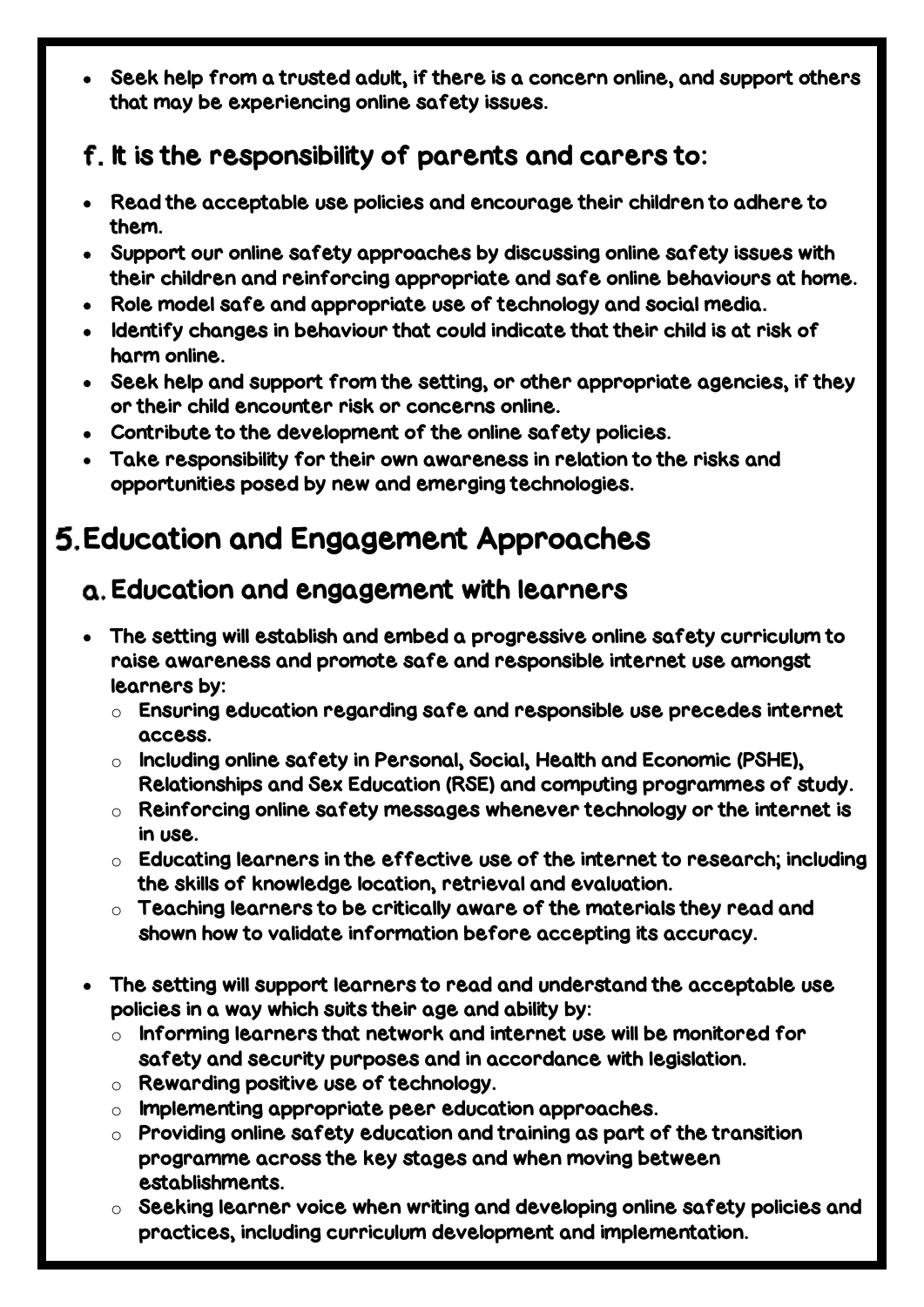- Seek help from a trusted adult, if there is a concern online, and support others that may be experiencing online safety issues.

### f. It is the responsibility of parents and carers to:

- Read the acceptable use policies and encourage their children to adhere to them.
- Support our online safety approaches by discussing online safety issues with their children and reinforcing appropriate and safe online behaviours at home.
- Role model safe and appropriate use of technology and social media.
- Identify changes in behaviour that could indicate that their child is at risk of harm online.
- Seek help and support from the setting, or other appropriate agencies, if they or their child encounter risk or concerns online.
- Contribute to the development of the online safety policies.
- Take responsibility for their own awareness in relation to the risks and opportunities posed by new and emerging technologies.

## 5. Education and Engagement Approaches

### a. Education and engagement with learners

- The setting will establish and embed a progressive online safety curriculum to raise awareness and promote safe and responsible internet use amongst learners by:
  - Ensuring education regarding safe and responsible use precedes internet access.
  - Including online safety in Personal, Social, Health and Economic (PSHE), Relationships and Sex Education (RSE) and computing programmes of study.
  - Reinforcing online safety messages whenever technology or the internet is in use.
  - Educating learners in the effective use of the internet to research; including the skills of knowledge location, retrieval and evaluation.
  - Teaching learners to be critically aware of the materials they read and shown how to validate information before accepting its accuracy.

- The setting will support learners to read and understand the acceptable use policies in a way which suits their age and ability by:
  - Informing learners that network and internet use will be monitored for safety and security purposes and in accordance with legislation.
  - Rewarding positive use of technology.
  - Implementing appropriate peer education approaches.
  - Providing online safety education and training as part of the transition programme across the key stages and when moving between establishments.
  - Seeking learner voice when writing and developing online safety policies and practices, including curriculum development and implementation.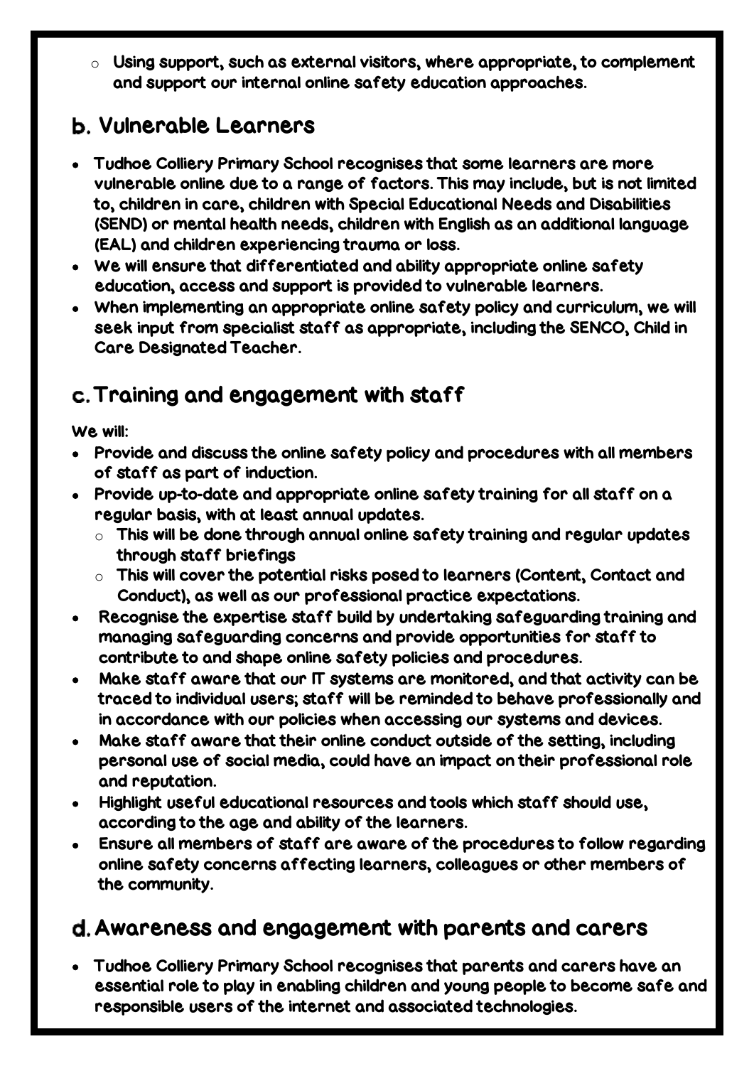- Using support, such as external visitors, where appropriate, to complement and support our internal online safety education approaches.

## b. Vulnerable Learners

- Tudhoe Colliery Primary School recognises that some learners are more vulnerable online due to a range of factors. This may include, but is not limited to, children in care, children with Special Educational Needs and Disabilities (SEND) or mental health needs, children with English as an additional language (EAL) and children experiencing trauma or loss.
- We will ensure that differentiated and ability appropriate online safety education, access and support is provided to vulnerable learners.
- When implementing an appropriate online safety policy and curriculum, we will seek input from specialist staff as appropriate, including the SENCO, Child in Care Designated Teacher.

## c. Training and engagement with staff

We will:

- Provide and discuss the online safety policy and procedures with all members of staff as part of induction.
- Provide up-to-date and appropriate online safety training for all staff on a regular basis, with at least annual updates.
  - This will be done through annual online safety training and regular updates through staff briefings
  - This will cover the potential risks posed to learners (Content, Contact and Conduct), as well as our professional practice expectations.
- Recognise the expertise staff build by undertaking safeguarding training and managing safeguarding concerns and provide opportunities for staff to contribute to and shape online safety policies and procedures.
- Make staff aware that our IT systems are monitored, and that activity can be traced to individual users; staff will be reminded to behave professionally and in accordance with our policies when accessing our systems and devices.
- Make staff aware that their online conduct outside of the setting, including personal use of social media, could have an impact on their professional role and reputation.
- Highlight useful educational resources and tools which staff should use, according to the age and ability of the learners.
- Ensure all members of staff are aware of the procedures to follow regarding online safety concerns affecting learners, colleagues or other members of the community.

## d. Awareness and engagement with parents and carers

- Tudhoe Colliery Primary School recognises that parents and carers have an essential role to play in enabling children and young people to become safe and responsible users of the internet and associated technologies.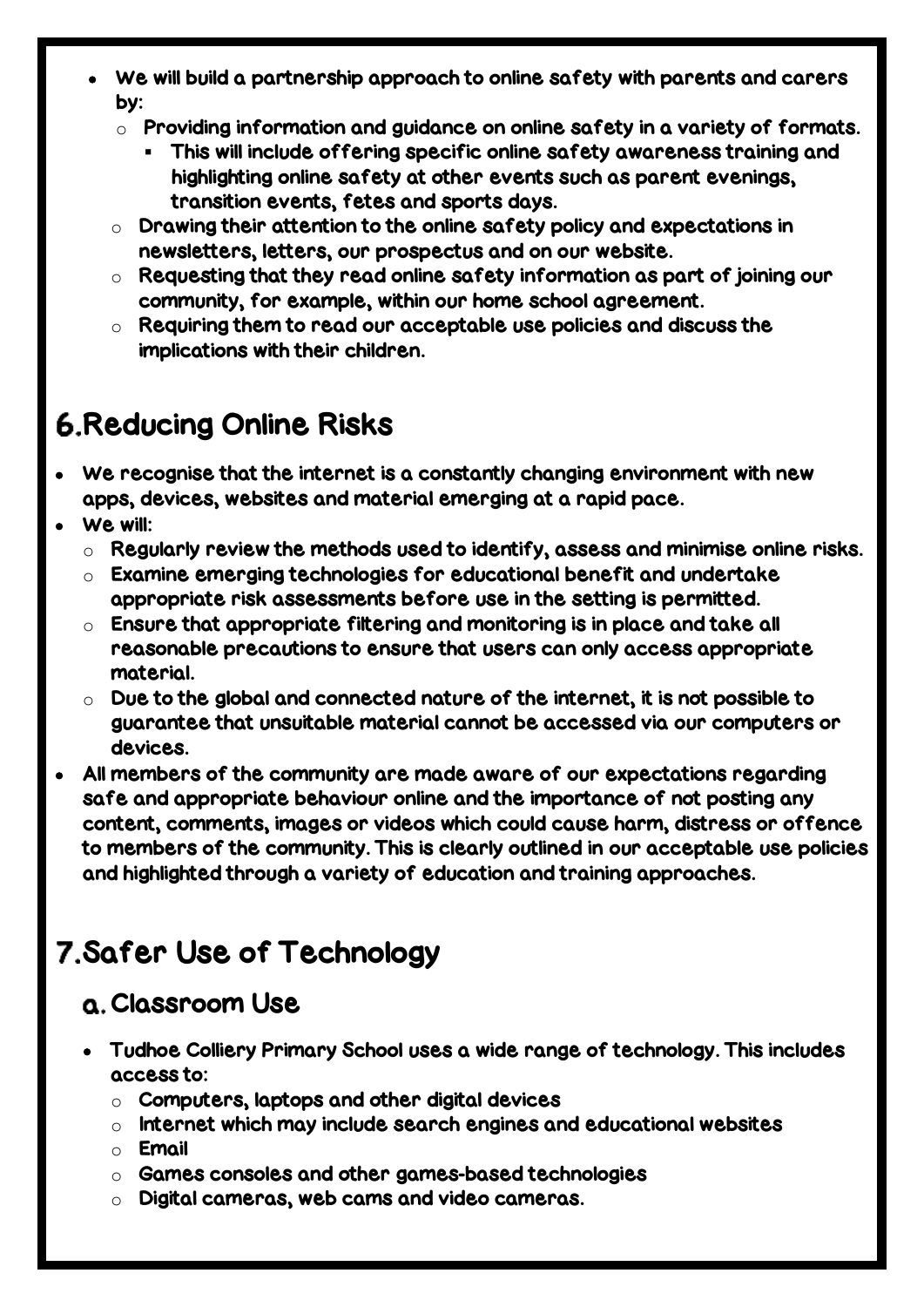- We will build a partnership approach to online safety with parents and carers by:
  - Providing information and guidance on online safety in a variety of formats.
    - This will include offering specific online safety awareness training and highlighting online safety at other events such as parent evenings, transition events, fetes and sports days.
  - Drawing their attention to the online safety policy and expectations in newsletters, letters, our prospectus and on our website.
  - Requesting that they read online safety information as part of joining our community, for example, within our home school agreement.
  - Requiring them to read our acceptable use policies and discuss the implications with their children.

# 6. Reducing Online Risks

- We recognise that the internet is a constantly changing environment with new apps, devices, websites and material emerging at a rapid pace.
- We will:
  - Regularly review the methods used to identify, assess and minimise online risks.
  - Examine emerging technologies for educational benefit and undertake appropriate risk assessments before use in the setting is permitted.
  - Ensure that appropriate filtering and monitoring is in place and take all reasonable precautions to ensure that users can only access appropriate material.
  - Due to the global and connected nature of the internet, it is not possible to guarantee that unsuitable material cannot be accessed via our computers or devices.
- All members of the community are made aware of our expectations regarding safe and appropriate behaviour online and the importance of not posting any content, comments, images or videos which could cause harm, distress or offence to members of the community. This is clearly outlined in our acceptable use policies and highlighted through a variety of education and training approaches.

# 7. Safer Use of Technology

## a. Classroom Use

- Tudhoe Colliery Primary School uses a wide range of technology. This includes access to:
  - Computers, laptops and other digital devices
  - Internet which may include search engines and educational websites
  - Email
  - Games consoles and other games-based technologies
  - Digital cameras, web cams and video cameras.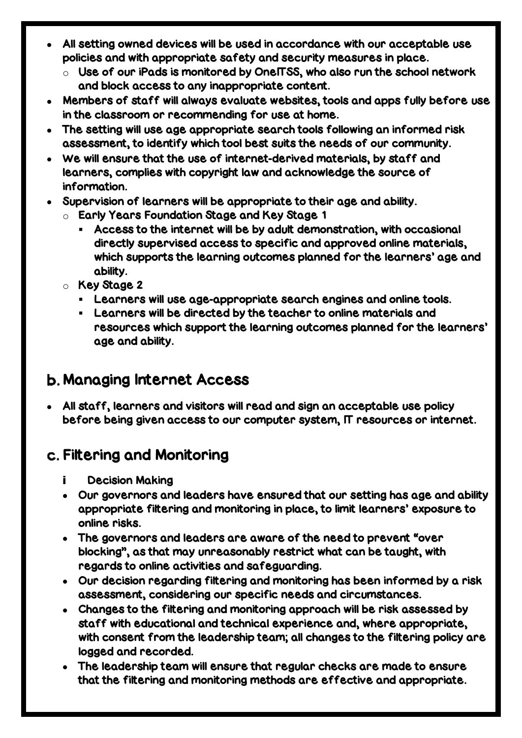- All setting owned devices will be used in accordance with our acceptable use policies and with appropriate safety and security measures in place.
  - Use of our iPads is monitored by OneITSS, who also run the school network and block access to any inappropriate content.
- Members of staff will always evaluate websites, tools and apps fully before use in the classroom or recommending for use at home.
- The setting will use age appropriate search tools following an informed risk assessment, to identify which tool best suits the needs of our community.
- We will ensure that the use of internet-derived materials, by staff and learners, complies with copyright law and acknowledge the source of information.
- Supervision of learners will be appropriate to their age and ability.
  - Early Years Foundation Stage and Key Stage 1
    - Access to the internet will be by adult demonstration, with occasional directly supervised access to specific and approved online materials, which supports the learning outcomes planned for the learners' age and ability.
  - Key Stage 2
    - Learners will use age-appropriate search engines and online tools.
    - Learners will be directed by the teacher to online materials and resources which support the learning outcomes planned for the learners' age and ability.

## b. Managing Internet Access

- All staff, learners and visitors will read and sign an acceptable use policy before being given access to our computer system, IT resources or internet.

## c. Filtering and Monitoring

### i Decision Making

- Our governors and leaders have ensured that our setting has age and ability appropriate filtering and monitoring in place, to limit learners' exposure to online risks.
- The governors and leaders are aware of the need to prevent "over blocking", as that may unreasonably restrict what can be taught, with regards to online activities and safeguarding.
- Our decision regarding filtering and monitoring has been informed by a risk assessment, considering our specific needs and circumstances.
- Changes to the filtering and monitoring approach will be risk assessed by staff with educational and technical experience and, where appropriate, with consent from the leadership team; all changes to the filtering policy are logged and recorded.
- The leadership team will ensure that regular checks are made to ensure that the filtering and monitoring methods are effective and appropriate.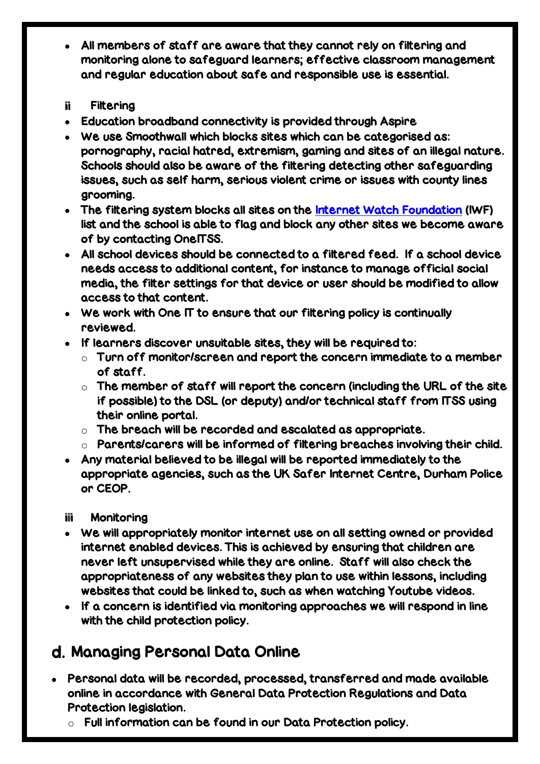- All members of staff are aware that they cannot rely on filtering and monitoring alone to safeguard learners; effective classroom management and regular education about safe and responsible use is essential.

### ii Filtering

- Education broadband connectivity is provided through Aspire
- We use Smoothwall which blocks sites which can be categorised as: pornography, racial hatred, extremism, gaming and sites of an illegal nature. Schools should also be aware of the filtering detecting other safeguarding issues, such as self harm, serious violent crime or issues with county lines grooming.
- The filtering system blocks all sites on the [Internet Watch Foundation](#) (IWF) list and the school is able to flag and block any other sites we become aware of by contacting OneITSS.
- All school devices should be connected to a filtered feed. If a school device needs access to additional content, for instance to manage official social media, the filter settings for that device or user should be modified to allow access to that content.
- We work with One IT to ensure that our filtering policy is continually reviewed.
- If learners discover unsuitable sites, they will be required to:
  - Turn off monitor/screen and report the concern immediate to a member of staff.
  - The member of staff will report the concern (including the URL of the site if possible) to the DSL (or deputy) and/or technical staff from ITSS using their online portal.
  - The breach will be recorded and escalated as appropriate.
  - Parents/carers will be informed of filtering breaches involving their child.
- Any material believed to be illegal will be reported immediately to the appropriate agencies, such as the UK Safer Internet Centre, Durham Police or CEOP.

### iii Monitoring

- We will appropriately monitor internet use on all setting owned or provided internet enabled devices. This is achieved by ensuring that children are never left unsupervised while they are online. Staff will also check the appropriateness of any websites they plan to use within lessons, including websites that could be linked to, such as when watching Youtube videos.
- If a concern is identified via monitoring approaches we will respond in line with the child protection policy.

## d. Managing Personal Data Online

- Personal data will be recorded, processed, transferred and made available online in accordance with General Data Protection Regulations and Data Protection legislation.
  - Full information can be found in our Data Protection policy.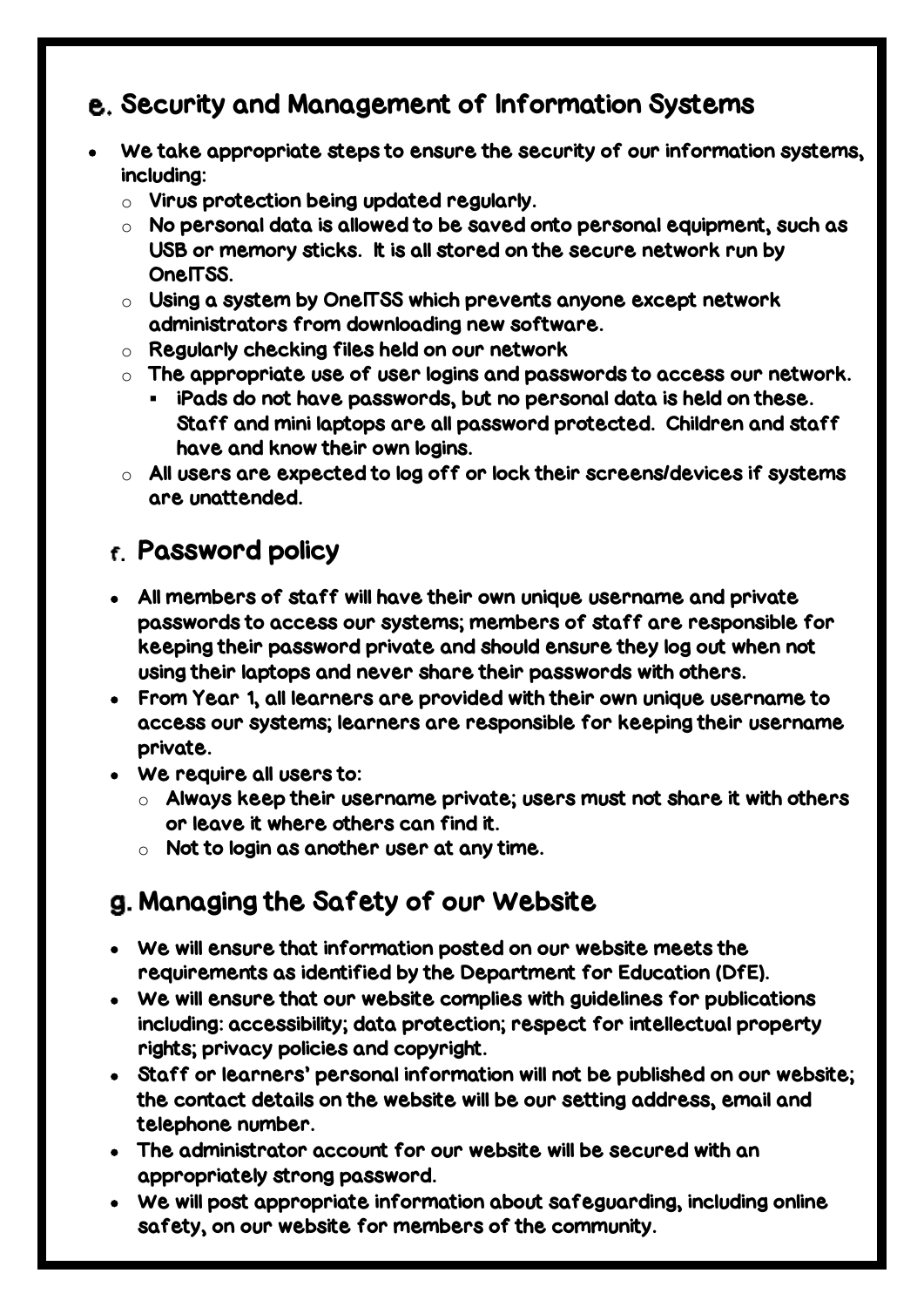## e. Security and Management of Information Systems

- We take appropriate steps to ensure the security of our information systems, including:
  - Virus protection being updated regularly.
  - No personal data is allowed to be saved onto personal equipment, such as USB or memory sticks. It is all stored on the secure network run by OneITSS.
  - Using a system by OneITSS which prevents anyone except network administrators from downloading new software.
  - Regularly checking files held on our network
  - The appropriate use of user logins and passwords to access our network.
    - iPads do not have passwords, but no personal data is held on these. Staff and mini laptops are all password protected. Children and staff have and know their own logins.
  - All users are expected to log off or lock their screens/devices if systems are unattended.

## f. Password policy

- All members of staff will have their own unique username and private passwords to access our systems; members of staff are responsible for keeping their password private and should ensure they log out when not using their laptops and never share their passwords with others.
- From Year 1, all learners are provided with their own unique username to access our systems; learners are responsible for keeping their username private.
- We require all users to:
  - Always keep their username private; users must not share it with others or leave it where others can find it.
  - Not to login as another user at any time.

## g. Managing the Safety of our Website

- We will ensure that information posted on our website meets the requirements as identified by the Department for Education (DfE).
- We will ensure that our website complies with guidelines for publications including: accessibility; data protection; respect for intellectual property rights; privacy policies and copyright.
- Staff or learners' personal information will not be published on our website; the contact details on the website will be our setting address, email and telephone number.
- The administrator account for our website will be secured with an appropriately strong password.
- We will post appropriate information about safeguarding, including online safety, on our website for members of the community.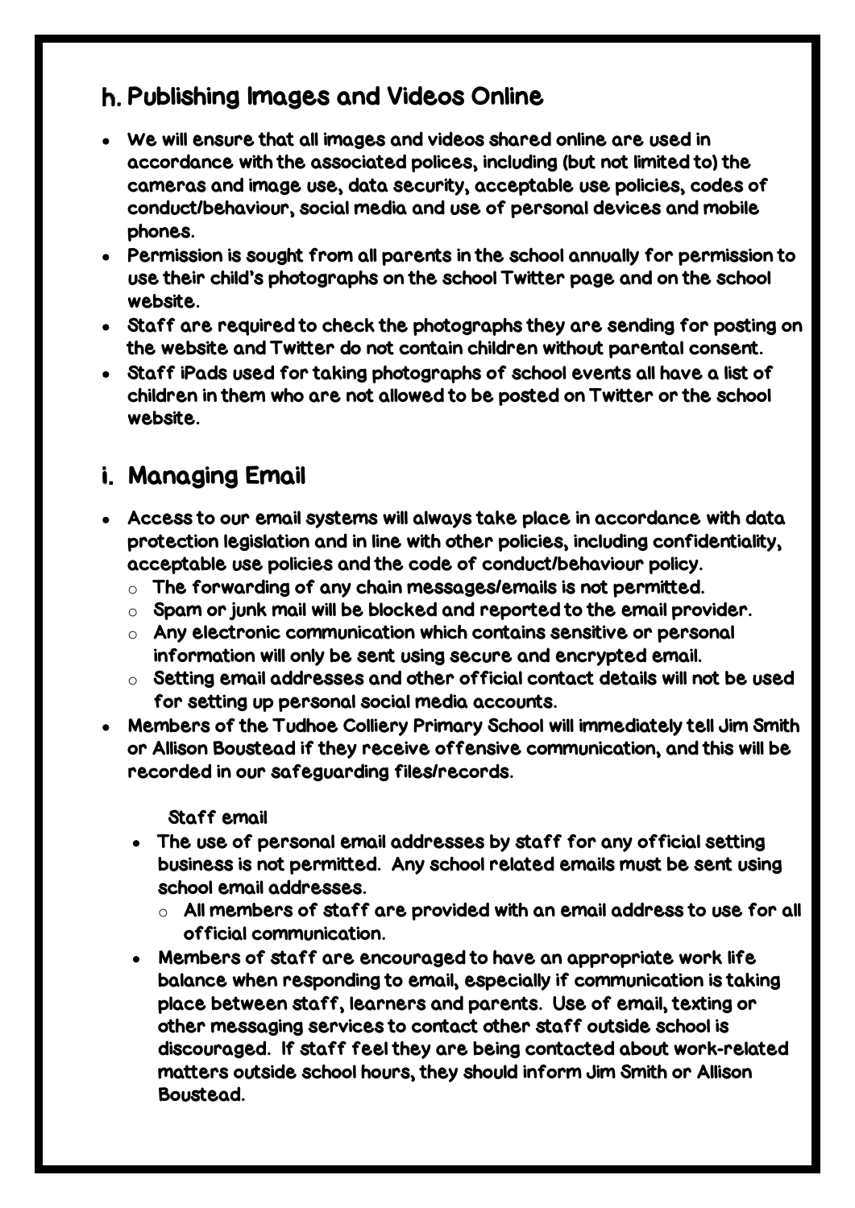## h. Publishing Images and Videos Online

- We will ensure that all images and videos shared online are used in accordance with the associated polices, including (but not limited to) the cameras and image use, data security, acceptable use policies, codes of conduct/behaviour, social media and use of personal devices and mobile phones.
- Permission is sought from all parents in the school annually for permission to use their child's photographs on the school Twitter page and on the school website.
- Staff are required to check the photographs they are sending for posting on the website and Twitter do not contain children without parental consent.
- Staff iPads used for taking photographs of school events all have a list of children in them who are not allowed to be posted on Twitter or the school website.

## i. Managing Email

- Access to our email systems will always take place in accordance with data protection legislation and in line with other policies, including confidentiality, acceptable use policies and the code of conduct/behaviour policy.
  - The forwarding of any chain messages/emails is not permitted.
  - Spam or junk mail will be blocked and reported to the email provider.
  - Any electronic communication which contains sensitive or personal information will only be sent using secure and encrypted email.
  - Setting email addresses and other official contact details will not be used for setting up personal social media accounts.
- Members of the Tudhoe Colliery Primary School will immediately tell Jim Smith or Allison Boustead if they receive offensive communication, and this will be recorded in our safeguarding files/records.

### Staff email

- The use of personal email addresses by staff for any official setting business is not permitted. Any school related emails must be sent using school email addresses.
  - All members of staff are provided with an email address to use for all official communication.
- Members of staff are encouraged to have an appropriate work life balance when responding to email, especially if communication is taking place between staff, learners and parents. Use of email, texting or other messaging services to contact other staff outside school is discouraged. If staff feel they are being contacted about work-related matters outside school hours, they should inform Jim Smith or Allison Boustead.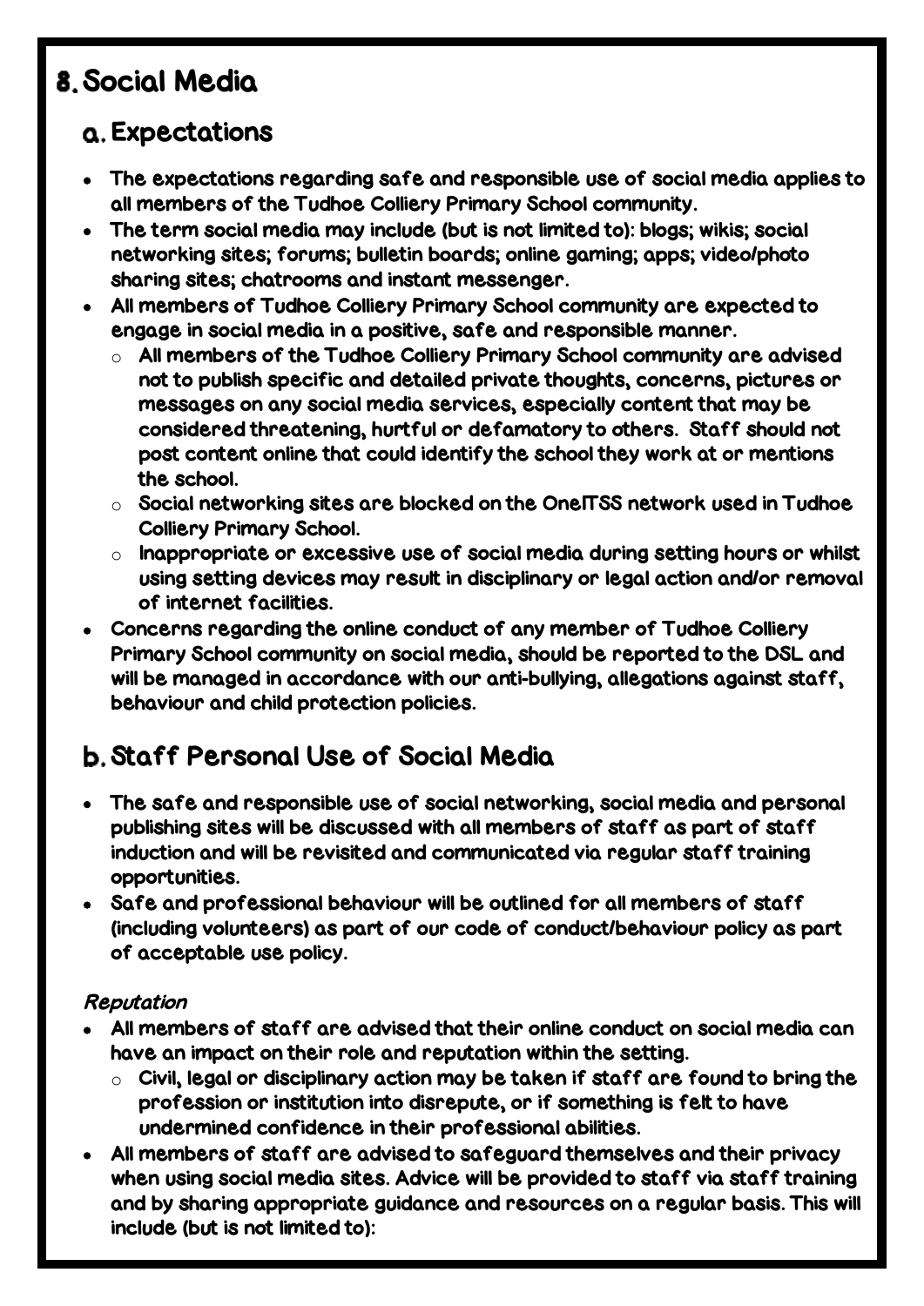# 8. Social Media

## a. Expectations

- The expectations regarding safe and responsible use of social media applies to all members of the Tudhoe Colliery Primary School community.
- The term social media may include (but is not limited to): blogs; wikis; social networking sites; forums; bulletin boards; online gaming; apps; video/photo sharing sites; chatrooms and instant messenger.
- All members of Tudhoe Colliery Primary School community are expected to engage in social media in a positive, safe and responsible manner.
    - All members of the Tudhoe Colliery Primary School community are advised not to publish specific and detailed private thoughts, concerns, pictures or messages on any social media services, especially content that may be considered threatening, hurtful or defamatory to others. Staff should not post content online that could identify the school they work at or mentions the school.
    - Social networking sites are blocked on the OneITSS network used in Tudhoe Colliery Primary School.
    - Inappropriate or excessive use of social media during setting hours or whilst using setting devices may result in disciplinary or legal action and/or removal of internet facilities.
- Concerns regarding the online conduct of any member of Tudhoe Colliery Primary School community on social media, should be reported to the DSL and will be managed in accordance with our anti-bullying, allegations against staff, behaviour and child protection policies.

## b. Staff Personal Use of Social Media

- The safe and responsible use of social networking, social media and personal publishing sites will be discussed with all members of staff as part of staff induction and will be revisited and communicated via regular staff training opportunities.
- Safe and professional behaviour will be outlined for all members of staff (including volunteers) as part of our code of conduct/behaviour policy as part of acceptable use policy.

*Reputation*

- All members of staff are advised that their online conduct on social media can have an impact on their role and reputation within the setting.
    - Civil, legal or disciplinary action may be taken if staff are found to bring the profession or institution into disrepute, or if something is felt to have undermined confidence in their professional abilities.
- All members of staff are advised to safeguard themselves and their privacy when using social media sites. Advice will be provided to staff via staff training and by sharing appropriate guidance and resources on a regular basis. This will include (but is not limited to):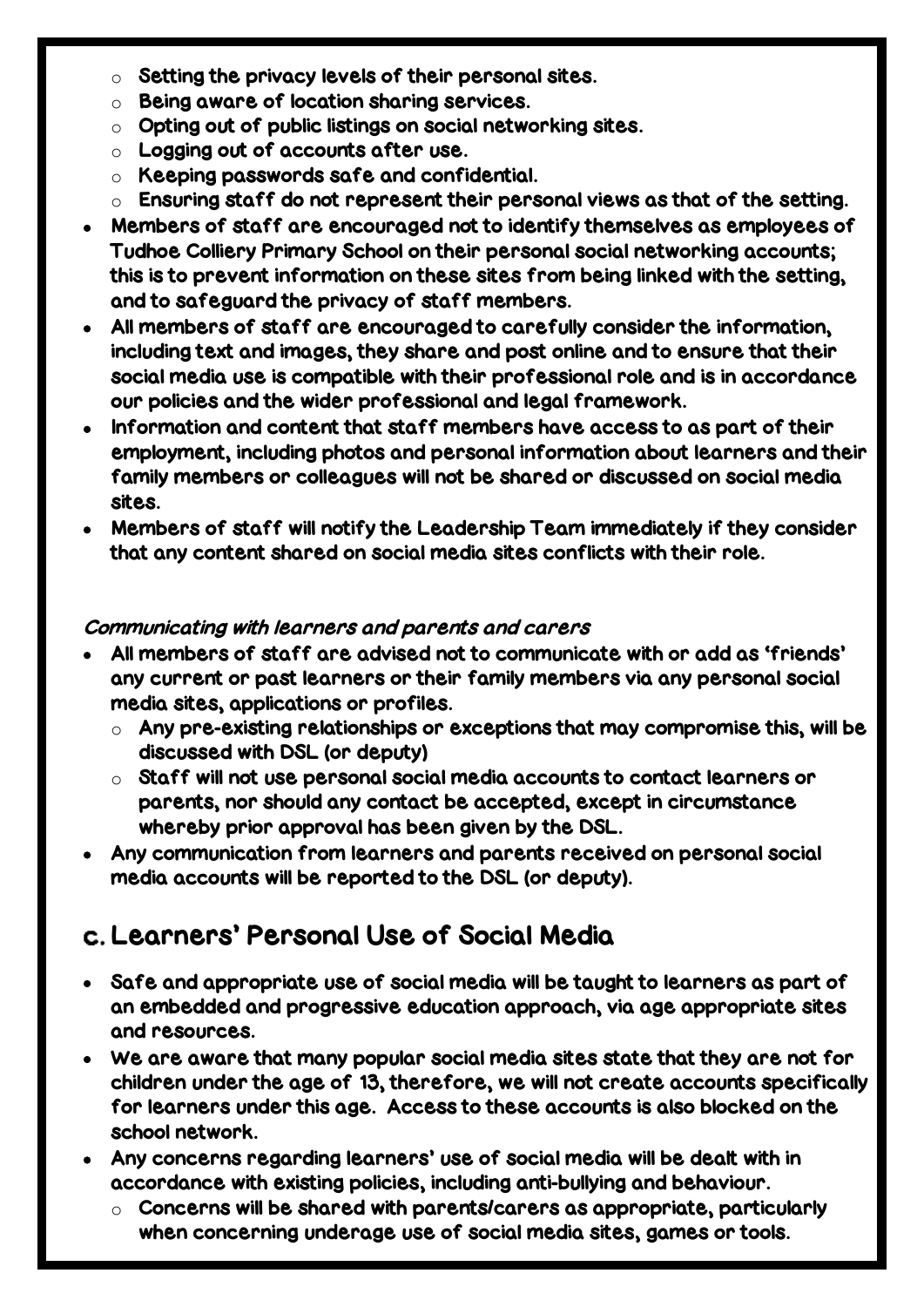- Setting the privacy levels of their personal sites.
  - Being aware of location sharing services.
  - Opting out of public listings on social networking sites.
  - Logging out of accounts after use.
  - Keeping passwords safe and confidential.
  - Ensuring staff do not represent their personal views as that of the setting.
- Members of staff are encouraged not to identify themselves as employees of Tudhoe Colliery Primary School on their personal social networking accounts; this is to prevent information on these sites from being linked with the setting, and to safeguard the privacy of staff members.
- All members of staff are encouraged to carefully consider the information, including text and images, they share and post online and to ensure that their social media use is compatible with their professional role and is in accordance our policies and the wider professional and legal framework.
- Information and content that staff members have access to as part of their employment, including photos and personal information about learners and their family members or colleagues will not be shared or discussed on social media sites.
- Members of staff will notify the Leadership Team immediately if they consider that any content shared on social media sites conflicts with their role.

*Communicating with learners and parents and carers*

- All members of staff are advised not to communicate with or add as 'friends' any current or past learners or their family members via any personal social media sites, applications or profiles.
  - Any pre-existing relationships or exceptions that may compromise this, will be discussed with DSL (or deputy)
  - Staff will not use personal social media accounts to contact learners or parents, nor should any contact be accepted, except in circumstance whereby prior approval has been given by the DSL.
- Any communication from learners and parents received on personal social media accounts will be reported to the DSL (or deputy).

## c. Learners' Personal Use of Social Media

- Safe and appropriate use of social media will be taught to learners as part of an embedded and progressive education approach, via age appropriate sites and resources.
- We are aware that many popular social media sites state that they are not for children under the age of 13, therefore, we will not create accounts specifically for learners under this age. Access to these accounts is also blocked on the school network.
- Any concerns regarding learners' use of social media will be dealt with in accordance with existing policies, including anti-bullying and behaviour.
  - Concerns will be shared with parents/carers as appropriate, particularly when concerning underage use of social media sites, games or tools.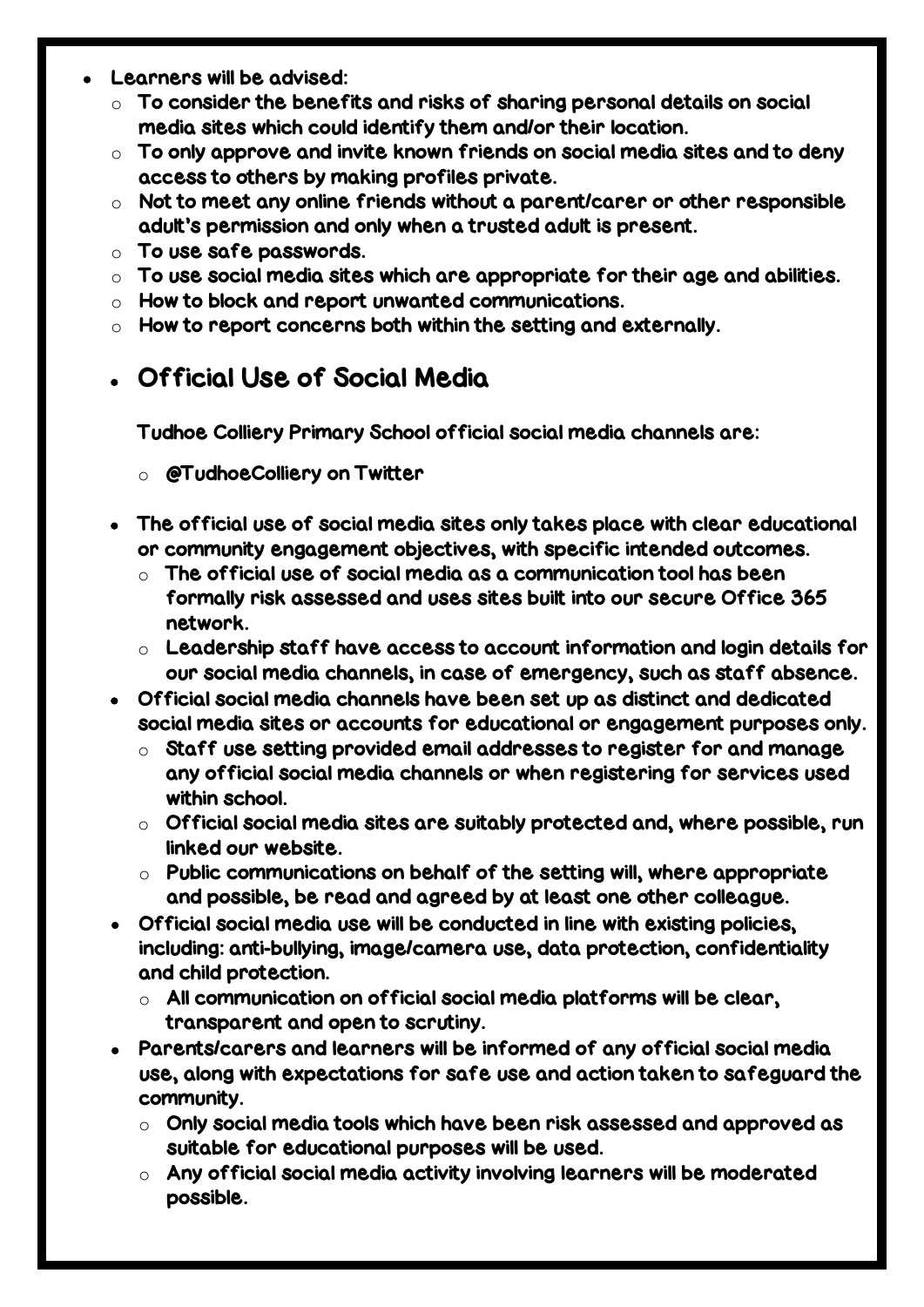- Learners will be advised:
  - To consider the benefits and risks of sharing personal details on social media sites which could identify them and/or their location.
  - To only approve and invite known friends on social media sites and to deny access to others by making profiles private.
  - Not to meet any online friends without a parent/carer or other responsible adult's permission and only when a trusted adult is present.
  - To use safe passwords.
  - To use social media sites which are appropriate for their age and abilities.
  - How to block and report unwanted communications.
  - How to report concerns both within the setting and externally.

## Official Use of Social Media

Tudhoe Colliery Primary School official social media channels are:

- @TudhoeColliery on Twitter

- The official use of social media sites only takes place with clear educational or community engagement objectives, with specific intended outcomes.
  - The official use of social media as a communication tool has been formally risk assessed and uses sites built into our secure Office 365 network.
  - Leadership staff have access to account information and login details for our social media channels, in case of emergency, such as staff absence.
- Official social media channels have been set up as distinct and dedicated social media sites or accounts for educational or engagement purposes only.
  - Staff use setting provided email addresses to register for and manage any official social media channels or when registering for services used within school.
  - Official social media sites are suitably protected and, where possible, run linked our website.
  - Public communications on behalf of the setting will, where appropriate and possible, be read and agreed by at least one other colleague.
- Official social media use will be conducted in line with existing policies, including: anti-bullying, image/camera use, data protection, confidentiality and child protection.
  - All communication on official social media platforms will be clear, transparent and open to scrutiny.
- Parents/carers and learners will be informed of any official social media use, along with expectations for safe use and action taken to safeguard the community.
  - Only social media tools which have been risk assessed and approved as suitable for educational purposes will be used.
  - Any official social media activity involving learners will be moderated possible.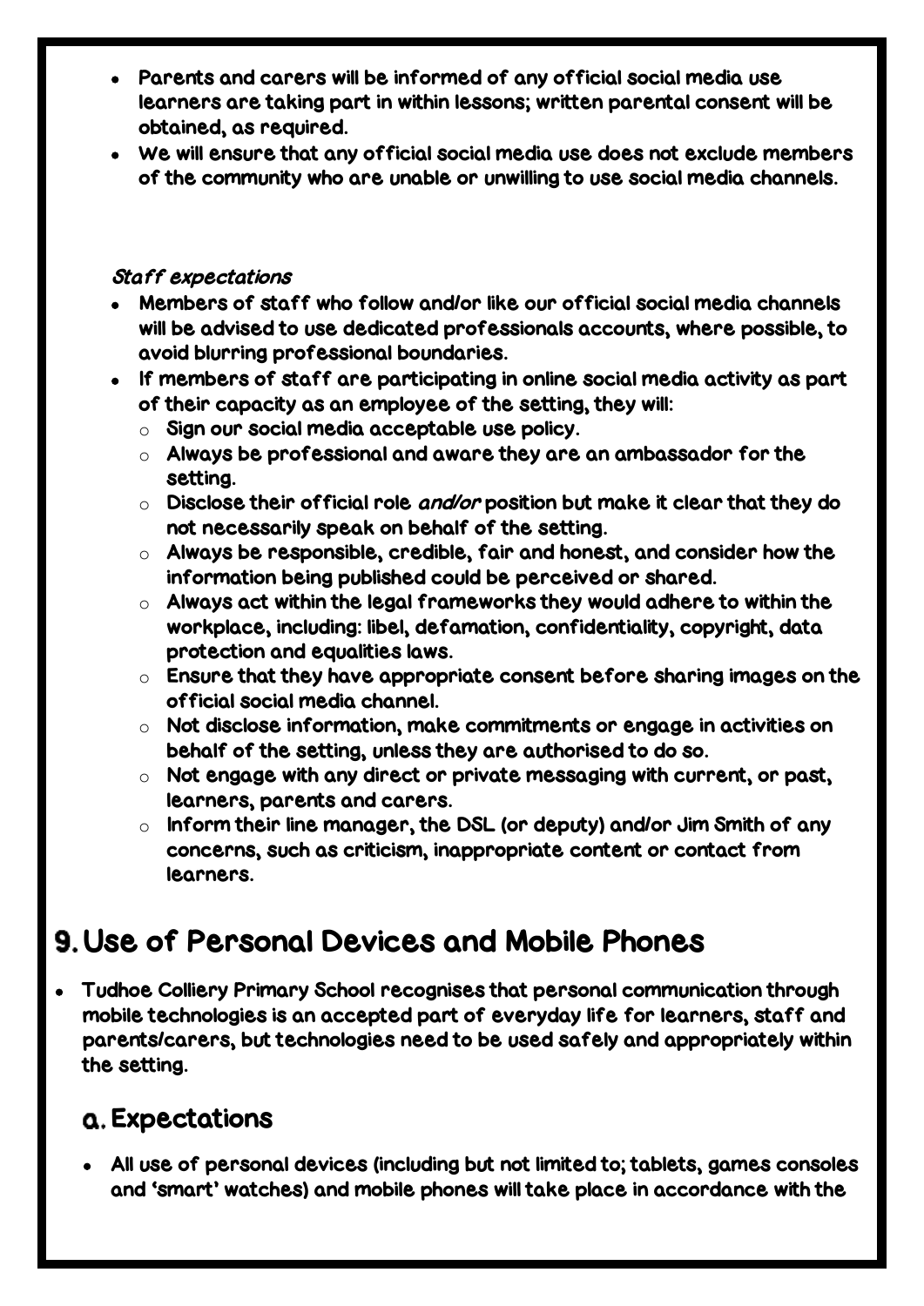- Parents and carers will be informed of any official social media use learners are taking part in within lessons; written parental consent will be obtained, as required.
- We will ensure that any official social media use does not exclude members of the community who are unable or unwilling to use social media channels.

*Staff expectations*

- Members of staff who follow and/or like our official social media channels will be advised to use dedicated professionals accounts, where possible, to avoid blurring professional boundaries.
- If members of staff are participating in online social media activity as part of their capacity as an employee of the setting, they will:
  - Sign our social media acceptable use policy.
  - Always be professional and aware they are an ambassador for the setting.
  - Disclose their official role *and/or* position but make it clear that they do not necessarily speak on behalf of the setting.
  - Always be responsible, credible, fair and honest, and consider how the information being published could be perceived or shared.
  - Always act within the legal frameworks they would adhere to within the workplace, including: libel, defamation, confidentiality, copyright, data protection and equalities laws.
  - Ensure that they have appropriate consent before sharing images on the official social media channel.
  - Not disclose information, make commitments or engage in activities on behalf of the setting, unless they are authorised to do so.
  - Not engage with any direct or private messaging with current, or past, learners, parents and carers.
  - Inform their line manager, the DSL (or deputy) and/or Jim Smith of any concerns, such as criticism, inappropriate content or contact from learners.

# 9. Use of Personal Devices and Mobile Phones

- Tudhoe Colliery Primary School recognises that personal communication through mobile technologies is an accepted part of everyday life for learners, staff and parents/carers, but technologies need to be used safely and appropriately within the setting.

## a. Expectations

- All use of personal devices (including but not limited to; tablets, games consoles and 'smart' watches) and mobile phones will take place in accordance with the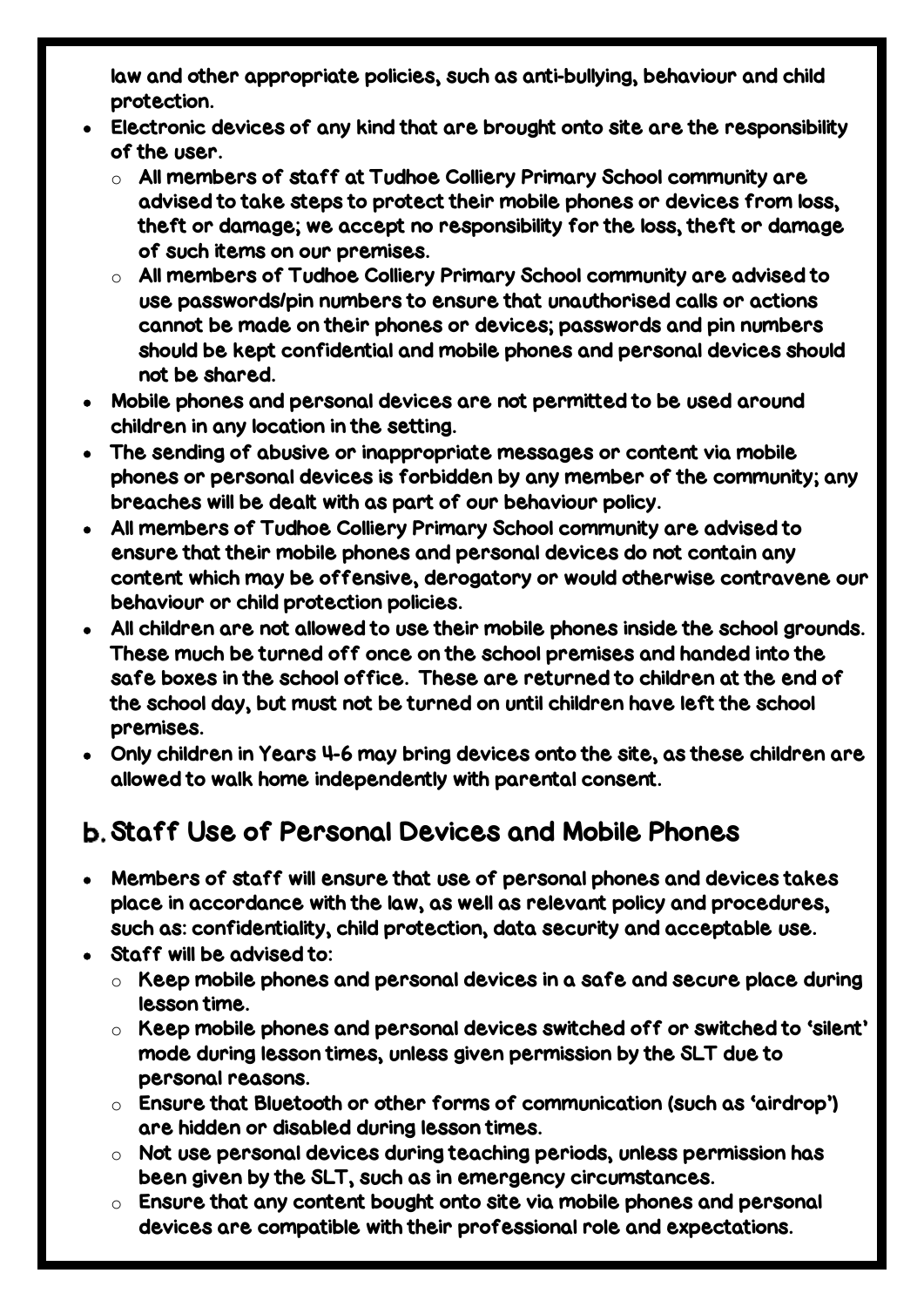law and other appropriate policies, such as anti-bullying, behaviour and child protection.

- Electronic devices of any kind that are brought onto site are the responsibility of the user.
  - All members of staff at Tudhoe Colliery Primary School community are advised to take steps to protect their mobile phones or devices from loss, theft or damage; we accept no responsibility for the loss, theft or damage of such items on our premises.
  - All members of Tudhoe Colliery Primary School community are advised to use passwords/pin numbers to ensure that unauthorised calls or actions cannot be made on their phones or devices; passwords and pin numbers should be kept confidential and mobile phones and personal devices should not be shared.
- Mobile phones and personal devices are not permitted to be used around children in any location in the setting.
- The sending of abusive or inappropriate messages or content via mobile phones or personal devices is forbidden by any member of the community; any breaches will be dealt with as part of our behaviour policy.
- All members of Tudhoe Colliery Primary School community are advised to ensure that their mobile phones and personal devices do not contain any content which may be offensive, derogatory or would otherwise contravene our behaviour or child protection policies.
- All children are not allowed to use their mobile phones inside the school grounds. These much be turned off once on the school premises and handed into the safe boxes in the school office. These are returned to children at the end of the school day, but must not be turned on until children have left the school premises.
- Only children in Years 4-6 may bring devices onto the site, as these children are allowed to walk home independently with parental consent.

## b. Staff Use of Personal Devices and Mobile Phones

- Members of staff will ensure that use of personal phones and devices takes place in accordance with the law, as well as relevant policy and procedures, such as: confidentiality, child protection, data security and acceptable use.
- Staff will be advised to:
  - Keep mobile phones and personal devices in a safe and secure place during lesson time.
  - Keep mobile phones and personal devices switched off or switched to 'silent' mode during lesson times, unless given permission by the SLT due to personal reasons.
  - Ensure that Bluetooth or other forms of communication (such as 'airdrop') are hidden or disabled during lesson times.
  - Not use personal devices during teaching periods, unless permission has been given by the SLT, such as in emergency circumstances.
  - Ensure that any content bought onto site via mobile phones and personal devices are compatible with their professional role and expectations.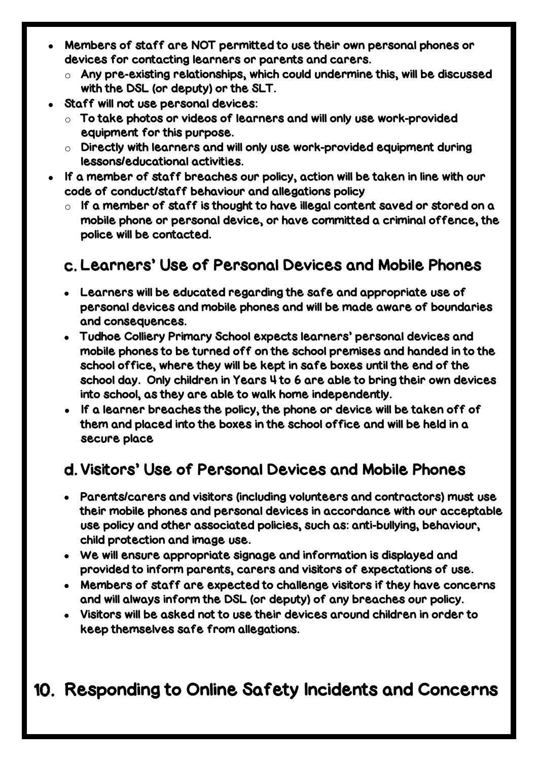- Members of staff are NOT permitted to use their own personal phones or devices for contacting learners or parents and carers.
  - Any pre-existing relationships, which could undermine this, will be discussed with the DSL (or deputy) or the SLT.
- Staff will not use personal devices:
  - To take photos or videos of learners and will only use work-provided equipment for this purpose.
  - Directly with learners and will only use work-provided equipment during lessons/educational activities.
- If a member of staff breaches our policy, action will be taken in line with our code of conduct/staff behaviour and allegations policy
  - If a member of staff is thought to have illegal content saved or stored on a mobile phone or personal device, or have committed a criminal offence, the police will be contacted.

### c. Learners' Use of Personal Devices and Mobile Phones

- Learners will be educated regarding the safe and appropriate use of personal devices and mobile phones and will be made aware of boundaries and consequences.
- Tudhoe Colliery Primary School expects learners' personal devices and mobile phones to be turned off on the school premises and handed in to the school office, where they will be kept in safe boxes until the end of the school day. Only children in Years 4 to 6 are able to bring their own devices into school, as they are able to walk home independently.
- If a learner breaches the policy, the phone or device will be taken off of them and placed into the boxes in the school office and will be held in a secure place

### d. Visitors' Use of Personal Devices and Mobile Phones

- Parents/carers and visitors (including volunteers and contractors) must use their mobile phones and personal devices in accordance with our acceptable use policy and other associated policies, such as: anti-bullying, behaviour, child protection and image use.
- We will ensure appropriate signage and information is displayed and provided to inform parents, carers and visitors of expectations of use.
- Members of staff are expected to challenge visitors if they have concerns and will always inform the DSL (or deputy) of any breaches our policy.
- Visitors will be asked not to use their devices around children in order to keep themselves safe from allegations.

## 10. Responding to Online Safety Incidents and Concerns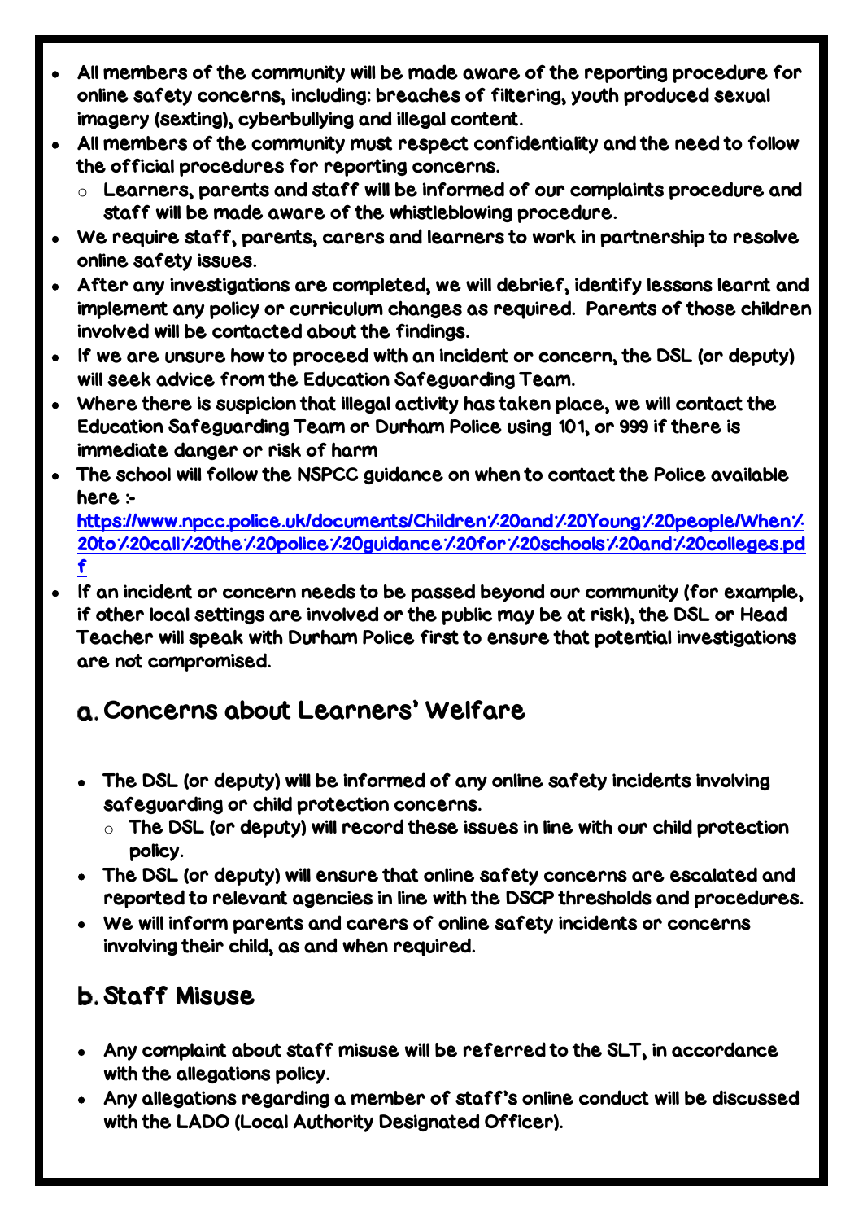- All members of the community will be made aware of the reporting procedure for online safety concerns, including: breaches of filtering, youth produced sexual imagery (sexting), cyberbullying and illegal content.
- All members of the community must respect confidentiality and the need to follow the official procedures for reporting concerns.
  - Learners, parents and staff will be informed of our complaints procedure and staff will be made aware of the whistleblowing procedure.
- We require staff, parents, carers and learners to work in partnership to resolve online safety issues.
- After any investigations are completed, we will debrief, identify lessons learnt and implement any policy or curriculum changes as required. Parents of those children involved will be contacted about the findings.
- If we are unsure how to proceed with an incident or concern, the DSL (or deputy) will seek advice from the Education Safeguarding Team.
- Where there is suspicion that illegal activity has taken place, we will contact the Education Safeguarding Team or Durham Police using 101, or 999 if there is immediate danger or risk of harm
- The school will follow the NSPCC guidance on when to contact the Police available here :- [https://www.npcc.police.uk/documents/Children%20and%20Young%20people/When%20to%20call%20the%20police%20guidance%20for%20schools%20and%20colleges.pdf](https://www.npcc.police.uk/documents/Children%20and%20Young%20people/When%20to%20call%20the%20police%20guidance%20for%20schools%20and%20colleges.pdf)
- If an incident or concern needs to be passed beyond our community (for example, if other local settings are involved or the public may be at risk), the DSL or Head Teacher will speak with Durham Police first to ensure that potential investigations are not compromised.

## a. Concerns about Learners' Welfare

- The DSL (or deputy) will be informed of any online safety incidents involving safeguarding or child protection concerns.
  - The DSL (or deputy) will record these issues in line with our child protection policy.
- The DSL (or deputy) will ensure that online safety concerns are escalated and reported to relevant agencies in line with the DSCP thresholds and procedures.
- We will inform parents and carers of online safety incidents or concerns involving their child, as and when required.

## b. Staff Misuse

- Any complaint about staff misuse will be referred to the SLT, in accordance with the allegations policy.
- Any allegations regarding a member of staff's online conduct will be discussed with the LADO (Local Authority Designated Officer).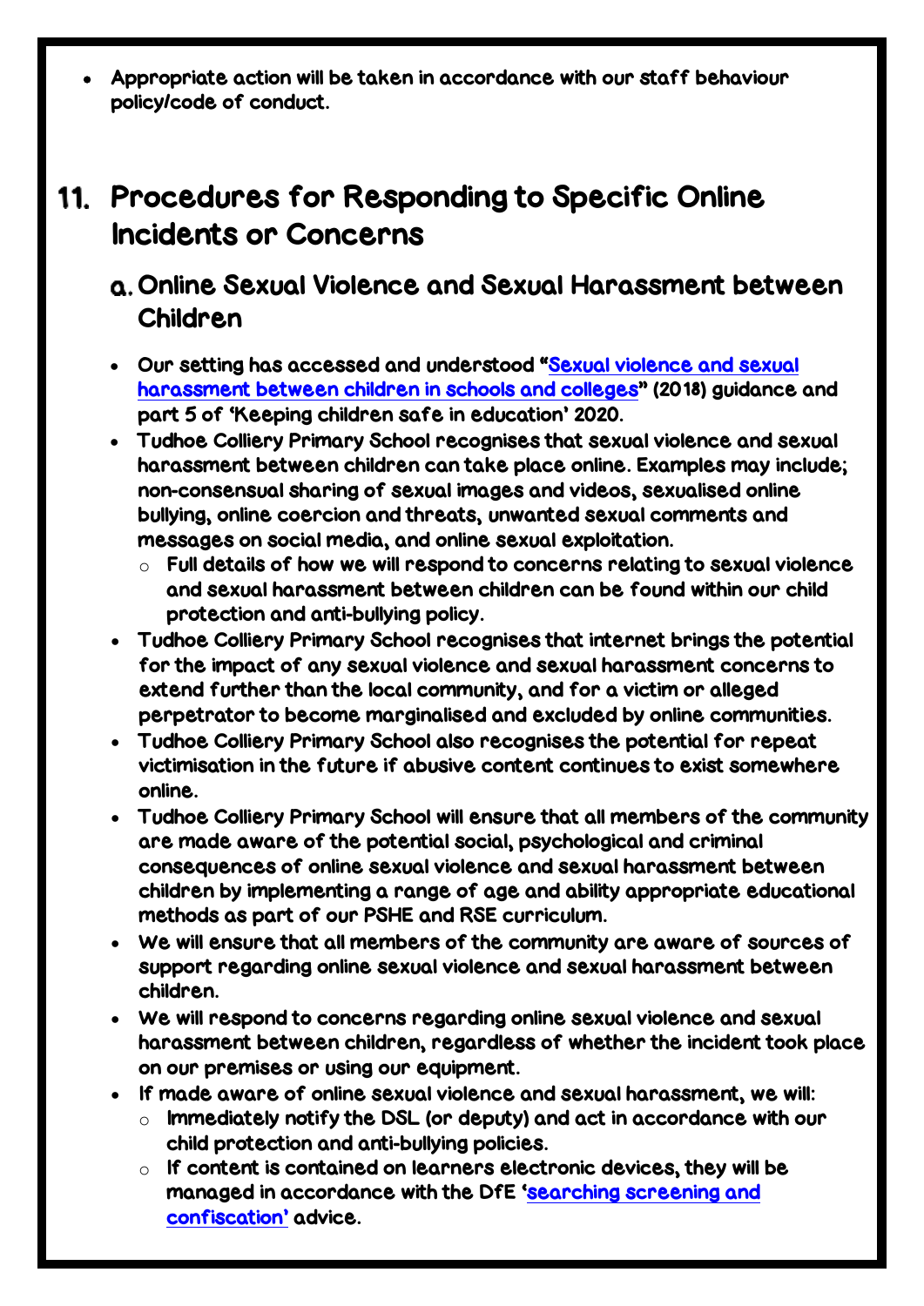- Appropriate action will be taken in accordance with our staff behaviour policy/code of conduct.

## 11. Procedures for Responding to Specific Online Incidents or Concerns

### a. Online Sexual Violence and Sexual Harassment between Children

- Our setting has accessed and understood "Sexual violence and sexual harassment between children in schools and colleges" (2018) guidance and part 5 of 'Keeping children safe in education' 2020.
- Tudhoe Colliery Primary School recognises that sexual violence and sexual harassment between children can take place online. Examples may include; non-consensual sharing of sexual images and videos, sexualised online bullying, online coercion and threats, unwanted sexual comments and messages on social media, and online sexual exploitation.
  - Full details of how we will respond to concerns relating to sexual violence and sexual harassment between children can be found within our child protection and anti-bullying policy.
- Tudhoe Colliery Primary School recognises that internet brings the potential for the impact of any sexual violence and sexual harassment concerns to extend further than the local community, and for a victim or alleged perpetrator to become marginalised and excluded by online communities.
- Tudhoe Colliery Primary School also recognises the potential for repeat victimisation in the future if abusive content continues to exist somewhere online.
- Tudhoe Colliery Primary School will ensure that all members of the community are made aware of the potential social, psychological and criminal consequences of online sexual violence and sexual harassment between children by implementing a range of age and ability appropriate educational methods as part of our PSHE and RSE curriculum.
- We will ensure that all members of the community are aware of sources of support regarding online sexual violence and sexual harassment between children.
- We will respond to concerns regarding online sexual violence and sexual harassment between children, regardless of whether the incident took place on our premises or using our equipment.
- If made aware of online sexual violence and sexual harassment, we will:
  - Immediately notify the DSL (or deputy) and act in accordance with our child protection and anti-bullying policies.
  - If content is contained on learners electronic devices, they will be managed in accordance with the DfE 'searching screening and confiscation' advice.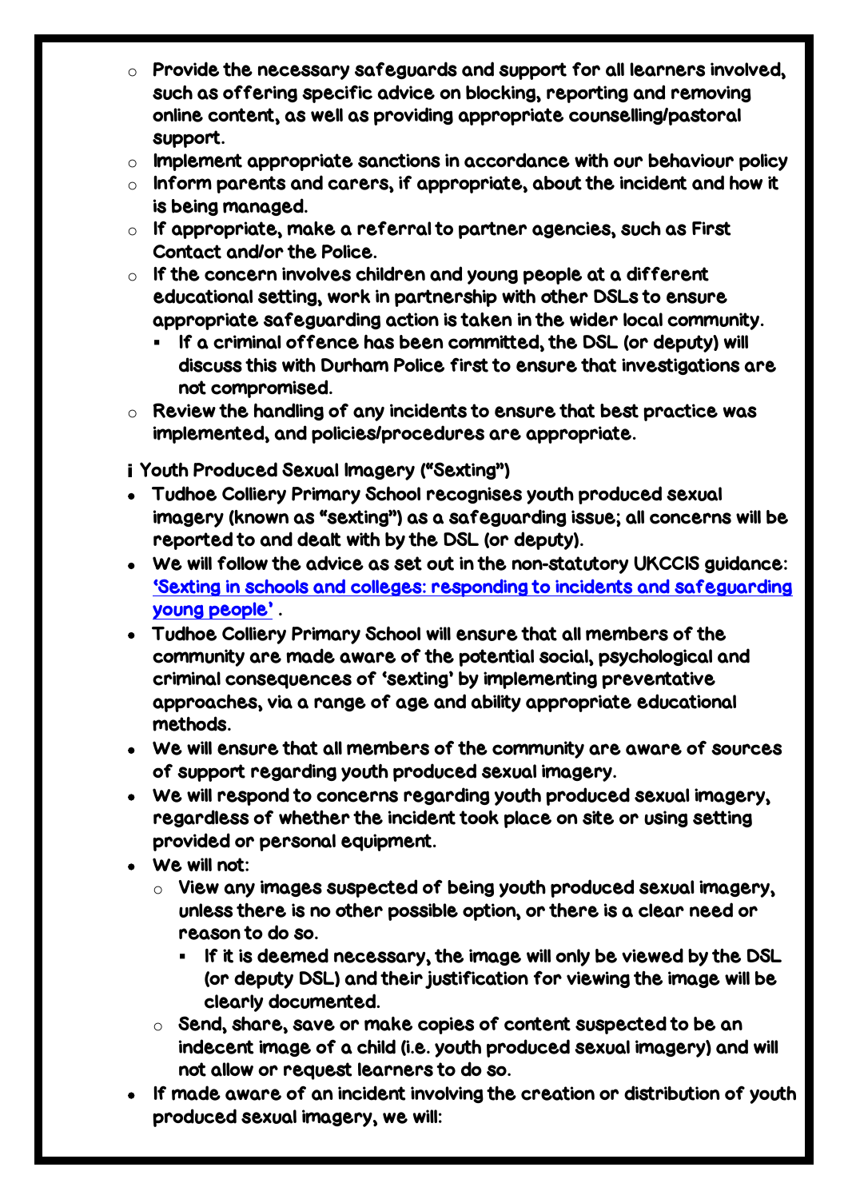- Provide the necessary safeguards and support for all learners involved, such as offering specific advice on blocking, reporting and removing online content, as well as providing appropriate counselling/pastoral support.
- Implement appropriate sanctions in accordance with our behaviour policy
- Inform parents and carers, if appropriate, about the incident and how it is being managed.
- If appropriate, make a referral to partner agencies, such as First Contact and/or the Police.
- If the concern involves children and young people at a different educational setting, work in partnership with other DSLs to ensure appropriate safeguarding action is taken in the wider local community.
  - If a criminal offence has been committed, the DSL (or deputy) will discuss this with Durham Police first to ensure that investigations are not compromised.
- Review the handling of any incidents to ensure that best practice was implemented, and policies/procedures are appropriate.

**i Youth Produced Sexual Imagery ("Sexting")**

- Tudhoe Colliery Primary School recognises youth produced sexual imagery (known as "sexting") as a safeguarding issue; all concerns will be reported to and dealt with by the DSL (or deputy).
- We will follow the advice as set out in the non-statutory UKCCIS guidance: ['Sexting in schools and colleges: responding to incidents and safeguarding young people'](#) .
- Tudhoe Colliery Primary School will ensure that all members of the community are made aware of the potential social, psychological and criminal consequences of 'sexting' by implementing preventative approaches, via a range of age and ability appropriate educational methods.
- We will ensure that all members of the community are aware of sources of support regarding youth produced sexual imagery.
- We will respond to concerns regarding youth produced sexual imagery, regardless of whether the incident took place on site or using setting provided or personal equipment.
- We will not:
  - View any images suspected of being youth produced sexual imagery, unless there is no other possible option, or there is a clear need or reason to do so.
    - If it is deemed necessary, the image will only be viewed by the DSL (or deputy DSL) and their justification for viewing the image will be clearly documented.
  - Send, share, save or make copies of content suspected to be an indecent image of a child (i.e. youth produced sexual imagery) and will not allow or request learners to do so.
- If made aware of an incident involving the creation or distribution of youth produced sexual imagery, we will: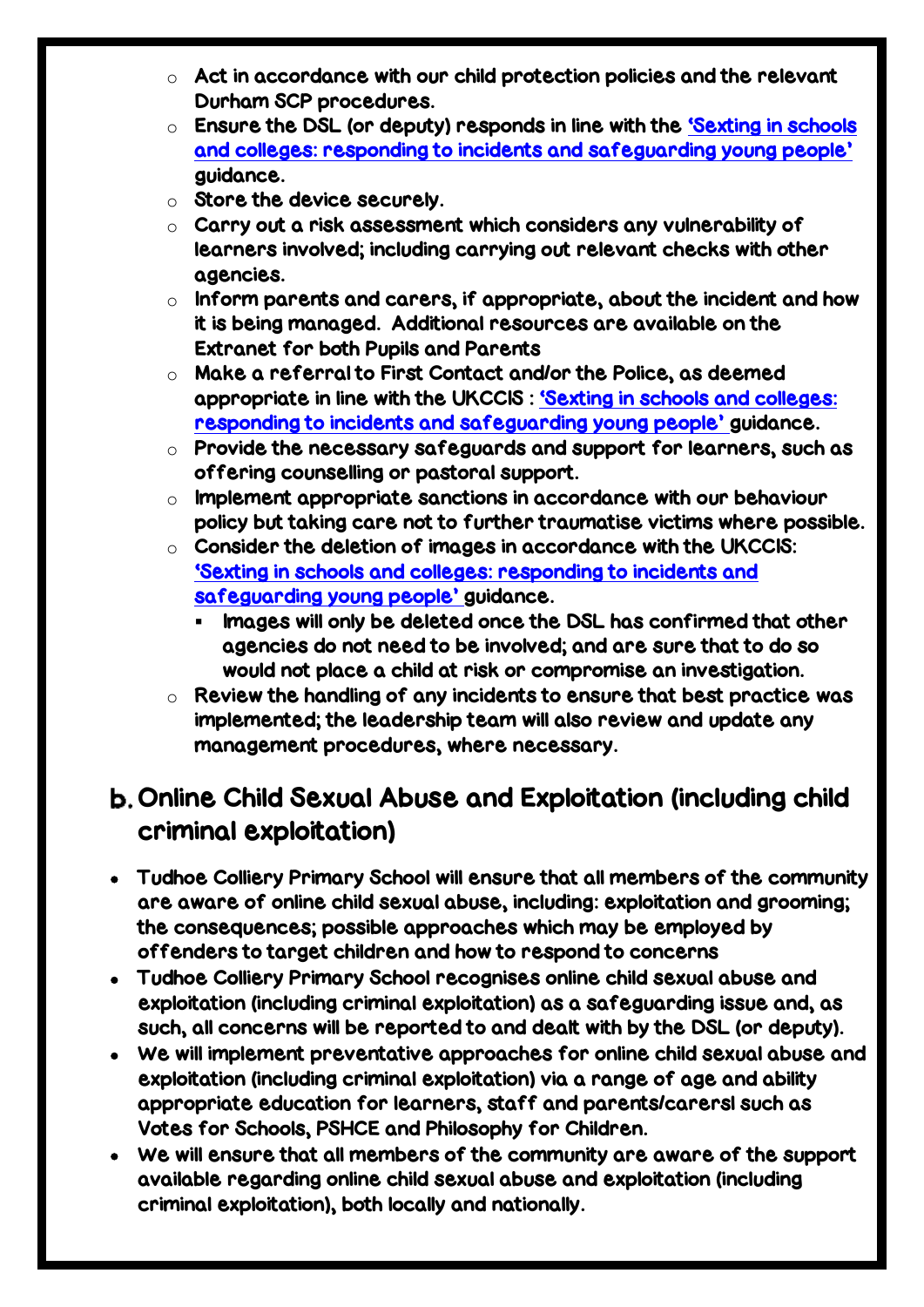- Act in accordance with our child protection policies and the relevant Durham SCP procedures.
- Ensure the DSL (or deputy) responds in line with the ['Sexting in schools and colleges: responding to incidents and safeguarding young people'](#) guidance.
- Store the device securely.
- Carry out a risk assessment which considers any vulnerability of learners involved; including carrying out relevant checks with other agencies.
- Inform parents and carers, if appropriate, about the incident and how it is being managed. Additional resources are available on the Extranet for both Pupils and Parents
- Make a referral to First Contact and/or the Police, as deemed appropriate in line with the UKCCIS : ['Sexting in schools and colleges: responding to incidents and safeguarding young people'](#) guidance.
- Provide the necessary safeguards and support for learners, such as offering counselling or pastoral support.
- Implement appropriate sanctions in accordance with our behaviour policy but taking care not to further traumatise victims where possible.
- Consider the deletion of images in accordance with the UKCCIS: ['Sexting in schools and colleges: responding to incidents and safeguarding young people'](#) guidance.
  - Images will only be deleted once the DSL has confirmed that other agencies do not need to be involved; and are sure that to do so would not place a child at risk or compromise an investigation.
- Review the handling of any incidents to ensure that best practice was implemented; the leadership team will also review and update any management procedures, where necessary.

## b. Online Child Sexual Abuse and Exploitation (including child criminal exploitation)

- Tudhoe Colliery Primary School will ensure that all members of the community are aware of online child sexual abuse, including: exploitation and grooming; the consequences; possible approaches which may be employed by offenders to target children and how to respond to concerns
- Tudhoe Colliery Primary School recognises online child sexual abuse and exploitation (including criminal exploitation) as a safeguarding issue and, as such, all concerns will be reported to and dealt with by the DSL (or deputy).
- We will implement preventative approaches for online child sexual abuse and exploitation (including criminal exploitation) via a range of age and ability appropriate education for learners, staff and parents/carersl such as Votes for Schools, PSHCE and Philosophy for Children.
- We will ensure that all members of the community are aware of the support available regarding online child sexual abuse and exploitation (including criminal exploitation), both locally and nationally.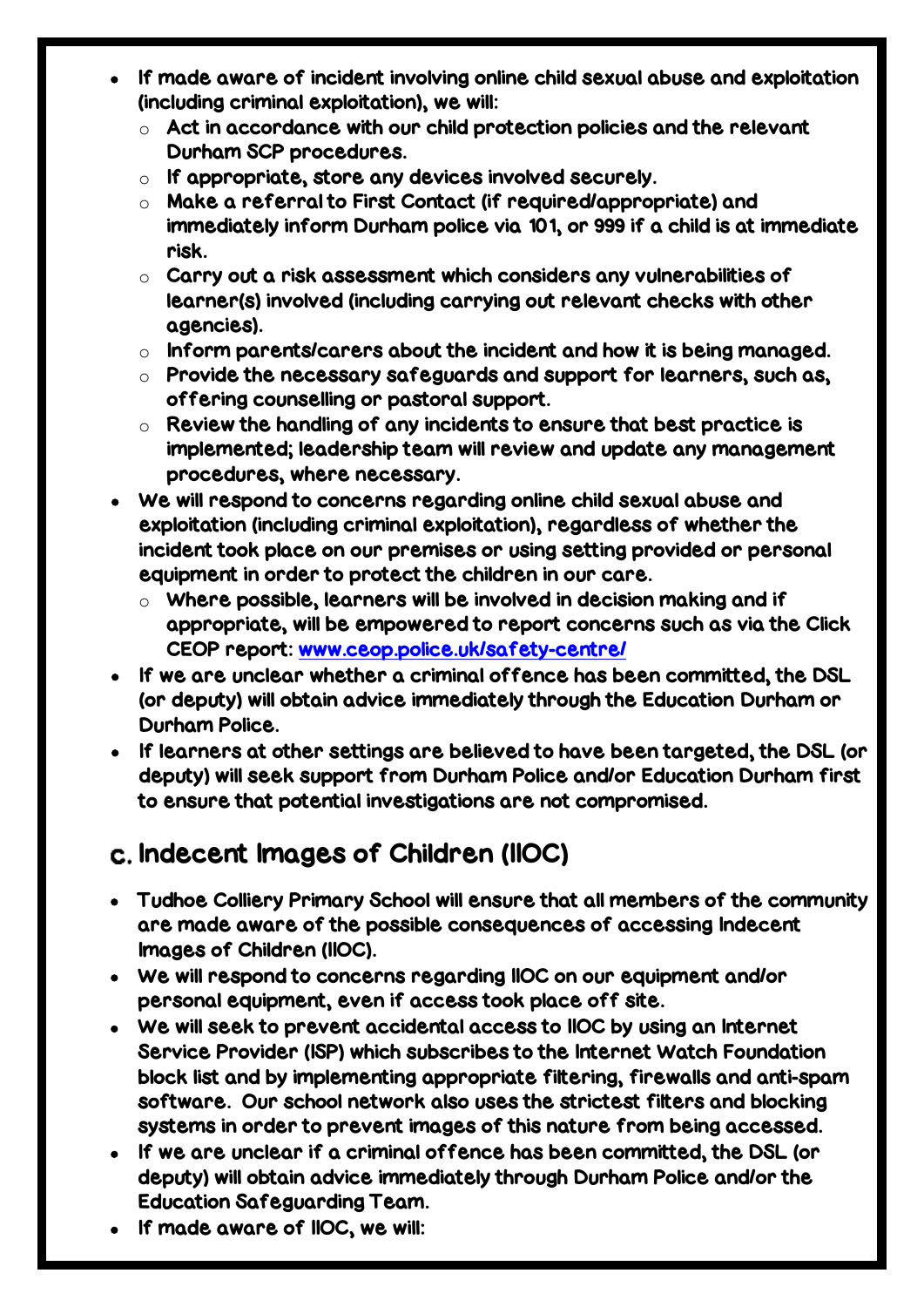- If made aware of incident involving online child sexual abuse and exploitation (including criminal exploitation), we will:
  - Act in accordance with our child protection policies and the relevant Durham SCP procedures.
  - If appropriate, store any devices involved securely.
  - Make a referral to First Contact (if required/appropriate) and immediately inform Durham police via 101, or 999 if a child is at immediate risk.
  - Carry out a risk assessment which considers any vulnerabilities of learner(s) involved (including carrying out relevant checks with other agencies).
  - Inform parents/carers about the incident and how it is being managed.
  - Provide the necessary safeguards and support for learners, such as, offering counselling or pastoral support.
  - Review the handling of any incidents to ensure that best practice is implemented; leadership team will review and update any management procedures, where necessary.
- We will respond to concerns regarding online child sexual abuse and exploitation (including criminal exploitation), regardless of whether the incident took place on our premises or using setting provided or personal equipment in order to protect the children in our care.
  - Where possible, learners will be involved in decision making and if appropriate, will be empowered to report concerns such as via the Click CEOP report: [www.ceop.police.uk/safety-centre/](www.ceop.police.uk/safety-centre/)
- If we are unclear whether a criminal offence has been committed, the DSL (or deputy) will obtain advice immediately through the Education Durham or Durham Police.
- If learners at other settings are believed to have been targeted, the DSL (or deputy) will seek support from Durham Police and/or Education Durham first to ensure that potential investigations are not compromised.

## c. Indecent Images of Children (IIOC)

- Tudhoe Colliery Primary School will ensure that all members of the community are made aware of the possible consequences of accessing Indecent Images of Children (IIOC).
- We will respond to concerns regarding IIOC on our equipment and/or personal equipment, even if access took place off site.
- We will seek to prevent accidental access to IIOC by using an Internet Service Provider (ISP) which subscribes to the Internet Watch Foundation block list and by implementing appropriate filtering, firewalls and anti-spam software. Our school network also uses the strictest filters and blocking systems in order to prevent images of this nature from being accessed.
- If we are unclear if a criminal offence has been committed, the DSL (or deputy) will obtain advice immediately through Durham Police and/or the Education Safeguarding Team.
- If made aware of IIOC, we will: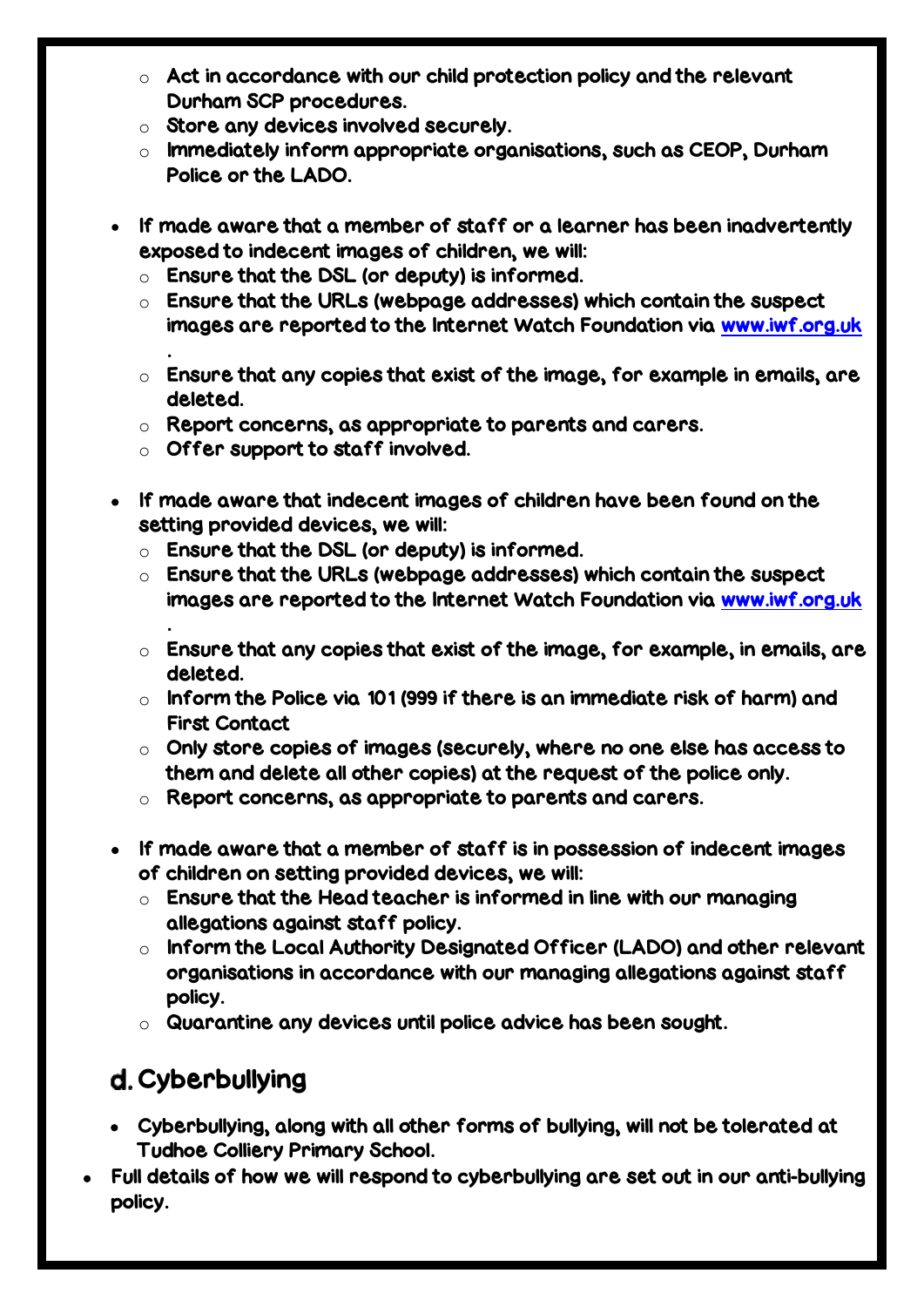- Act in accordance with our child protection policy and the relevant Durham SCP procedures.
  - Store any devices involved securely.
  - Immediately inform appropriate organisations, such as CEOP, Durham Police or the LADO.

- If made aware that a member of staff or a learner has been inadvertently exposed to indecent images of children, we will:
  - Ensure that the DSL (or deputy) is informed.
  - Ensure that the URLs (webpage addresses) which contain the suspect images are reported to the Internet Watch Foundation via [www.iwf.org.uk](http://www.iwf.org.uk) .
  - Ensure that any copies that exist of the image, for example in emails, are deleted.
  - Report concerns, as appropriate to parents and carers.
  - Offer support to staff involved.

- If made aware that indecent images of children have been found on the setting provided devices, we will:
  - Ensure that the DSL (or deputy) is informed.
  - Ensure that the URLs (webpage addresses) which contain the suspect images are reported to the Internet Watch Foundation via [www.iwf.org.uk](http://www.iwf.org.uk) .
  - Ensure that any copies that exist of the image, for example, in emails, are deleted.
  - Inform the Police via 101 (999 if there is an immediate risk of harm) and First Contact
  - Only store copies of images (securely, where no one else has access to them and delete all other copies) at the request of the police only.
  - Report concerns, as appropriate to parents and carers.

- If made aware that a member of staff is in possession of indecent images of children on setting provided devices, we will:
  - Ensure that the Head teacher is informed in line with our managing allegations against staff policy.
  - Inform the Local Authority Designated Officer (LADO) and other relevant organisations in accordance with our managing allegations against staff policy.
  - Quarantine any devices until police advice has been sought.

## d. Cyberbullying

- Cyberbullying, along with all other forms of bullying, will not be tolerated at Tudhoe Colliery Primary School.
- Full details of how we will respond to cyberbullying are set out in our anti-bullying policy.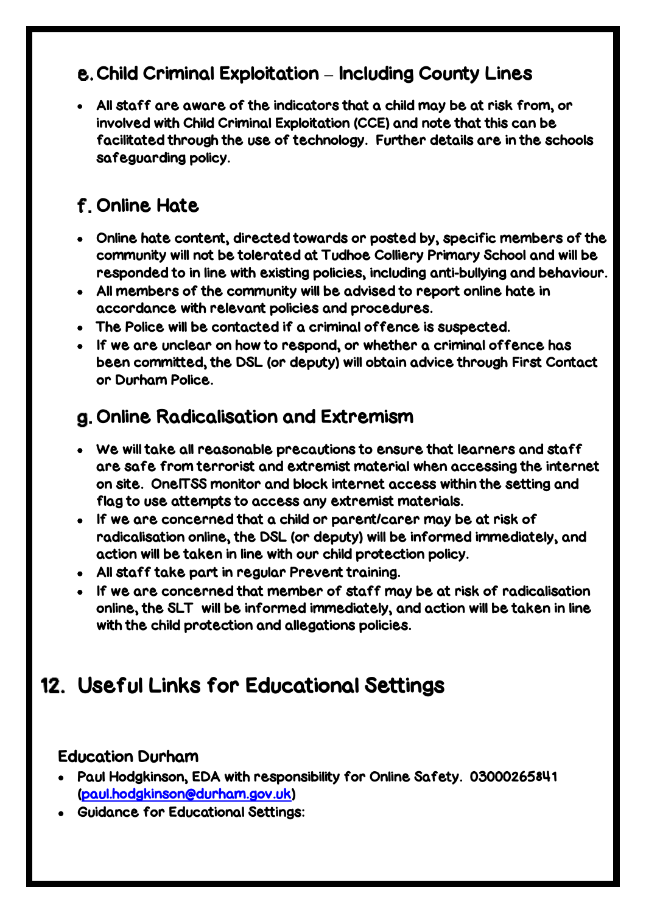## e. Child Criminal Exploitation – Including County Lines

- All staff are aware of the indicators that a child may be at risk from, or involved with Child Criminal Exploitation (CCE) and note that this can be facilitated through the use of technology. Further details are in the schools safeguarding policy.

## f. Online Hate

- Online hate content, directed towards or posted by, specific members of the community will not be tolerated at Tudhoe Colliery Primary School and will be responded to in line with existing policies, including anti-bullying and behaviour.
- All members of the community will be advised to report online hate in accordance with relevant policies and procedures.
- The Police will be contacted if a criminal offence is suspected.
- If we are unclear on how to respond, or whether a criminal offence has been committed, the DSL (or deputy) will obtain advice through First Contact or Durham Police.

## g. Online Radicalisation and Extremism

- We will take all reasonable precautions to ensure that learners and staff are safe from terrorist and extremist material when accessing the internet on site. OneITSS monitor and block internet access within the setting and flag to use attempts to access any extremist materials.
- If we are concerned that a child or parent/carer may be at risk of radicalisation online, the DSL (or deputy) will be informed immediately, and action will be taken in line with our child protection policy.
- All staff take part in regular Prevent training.
- If we are concerned that member of staff may be at risk of radicalisation online, the SLT will be informed immediately, and action will be taken in line with the child protection and allegations policies.

# 12. Useful Links for Educational Settings

### Education Durham

- Paul Hodgkinson, EDA with responsibility for Online Safety. 03000265841 (paul.hodgkinson@durham.gov.uk)
- Guidance for Educational Settings: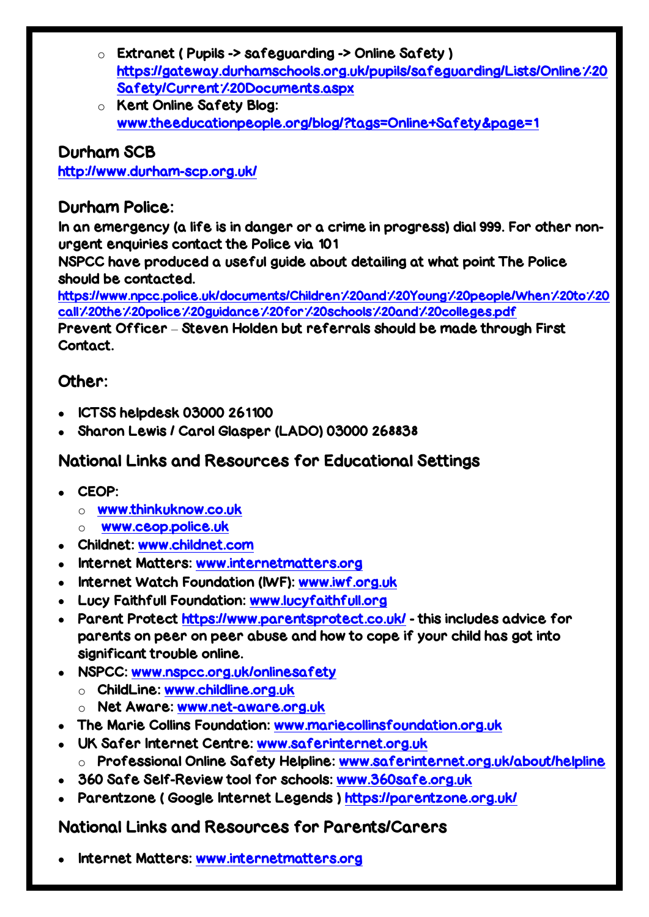- Extranet ( Pupils -> safeguarding -> Online Safety ) https://gateway.durhamschools.org.uk/pupils/safeguarding/Lists/Online%20Safety/Current%20Documents.aspx
- Kent Online Safety Blog: www.theeducationpeople.org/blog/?tags=Online+Safety&page=1

## Durham SCB

http://www.durham-scp.org.uk/

## Durham Police:

In an emergency (a life is in danger or a crime in progress) dial 999. For other non-urgent enquiries contact the Police via 101

NSPCC have produced a useful guide about detailing at what point The Police should be contacted.

https://www.npcc.police.uk/documents/Children%20and%20Young%20people/When%20to%20call%20the%20police%20guidance%20for%20schools%20and%20colleges.pdf

Prevent Officer – Steven Holden but referrals should be made through First Contact.

## Other:

- ICTSS helpdesk 03000 261100
- Sharon Lewis / Carol Glasper (LADO) 03000 268838

## National Links and Resources for Educational Settings

- CEOP:
  - www.thinkuknow.co.uk
  - www.ceop.police.uk
- Childnet: www.childnet.com
- Internet Matters: www.internetmatters.org
- Internet Watch Foundation (IWF): www.iwf.org.uk
- Lucy Faithfull Foundation: www.lucyfaithfull.org
- Parent Protect https://www.parentsprotect.co.uk/ - this includes advice for parents on peer on peer abuse and how to cope if your child has got into significant trouble online.
- NSPCC: www.nspcc.org.uk/onlinesafety
  - ChildLine: www.childline.org.uk
  - Net Aware: www.net-aware.org.uk
- The Marie Collins Foundation: www.mariecollinsfoundation.org.uk
- UK Safer Internet Centre: www.saferinternet.org.uk
  - Professional Online Safety Helpline: www.saferinternet.org.uk/about/helpline
- 360 Safe Self-Review tool for schools: www.360safe.org.uk
- Parentzone ( Google Internet Legends ) https://parentzone.org.uk/

## National Links and Resources for Parents/Carers

- Internet Matters: www.internetmatters.org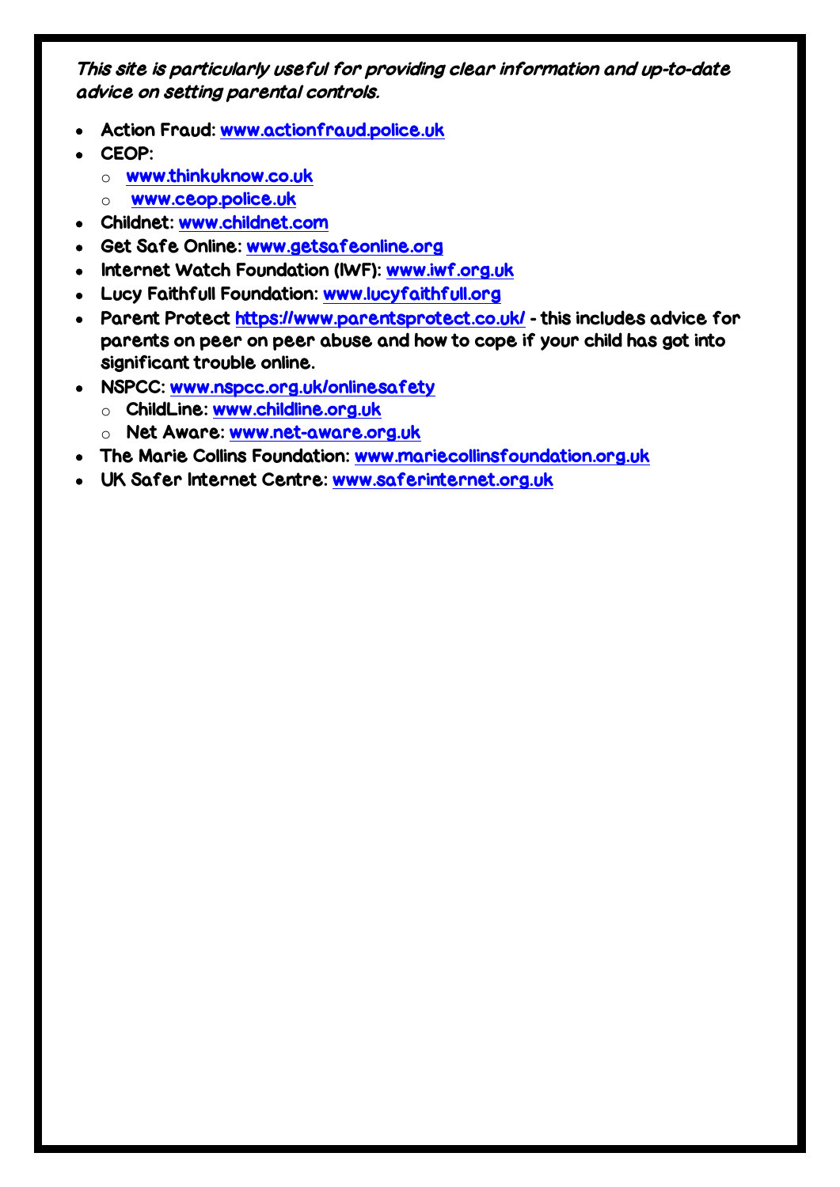*This site is particularly useful for providing clear information and up-to-date advice on setting parental controls.*

- Action Fraud: www.actionfraud.police.uk
- CEOP:
  - www.thinkuknow.co.uk
  - www.ceop.police.uk
- Childnet: www.childnet.com
- Get Safe Online: www.getsafeonline.org
- Internet Watch Foundation (IWF): www.iwf.org.uk
- Lucy Faithfull Foundation: www.lucyfaithfull.org
- Parent Protect https://www.parentsprotect.co.uk/ - this includes advice for parents on peer on peer abuse and how to cope if your child has got into significant trouble online.
- NSPCC: www.nspcc.org.uk/onlinesafety
  - ChildLine: www.childline.org.uk
  - Net Aware: www.net-aware.org.uk
- The Marie Collins Foundation: www.mariecollinsfoundation.org.uk
- UK Safer Internet Centre: www.saferinternet.org.uk